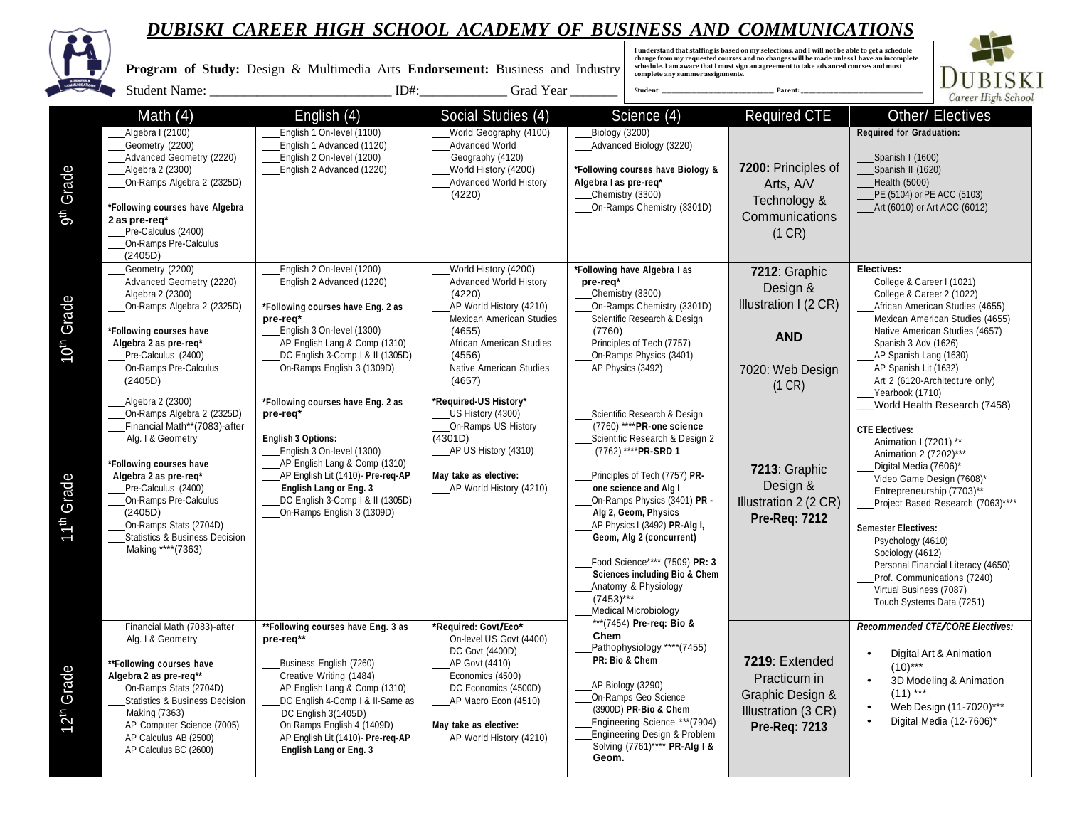# DUBISKI CAREER HIGH SCHOOL ACADEMY OF BUSINESS AND COMMUNICATIONS

**Program of Study:** Design & Multimedia Arts **Endorsement:** Business and Industry

Student Name: ___________________________ ID#:_____________ Grad Year _______

I understand that staffing is based on my selections, and I will not be able to get a schedule change from my requested courses and no changes will be made unless I have an incomplete schedule. I am aware that I must sign an agreement to take advanced courses and must complete any summer assignments.

Student: ______________________________ Parent: ______________________________

| | Math (4) | English (4) | Social Studies (4) | Science (4) | Required CTE | Other/ Electives |
|---|---|---|---|---|---|---|
| 9th Grade | ___Algebra I (2100)<br>___Geometry (2200)<br>___Advanced Geometry (2220)<br>___Algebra 2 (2300)<br>___On-Ramps Algebra 2 (2325D)<br><br>**\*Following courses have Algebra 2 as pre-req\***<br>___Pre-Calculus (2400)<br>___On-Ramps Pre-Calculus (2405D) | ___English 1 On-level (1100)<br>___English 1 Advanced (1120)<br>___English 2 On-level (1200)<br>___English 2 Advanced (1220) | ___World Geography (4100)<br>___Advanced World Geography (4120)<br>___World History (4200)<br>___Advanced World History (4220) | ___Biology (3200)<br>___Advanced Biology (3220)<br><br>**\*Following courses have Biology & Algebra I as pre-req\***<br>___Chemistry (3300)<br>___On-Ramps Chemistry (3301D) | **7200:** Principles of Arts, A/V Technology & Communications (1 CR) | **Required for Graduation:**<br><br>___Spanish I (1600)<br>___Spanish II (1620)<br>___Health (5000)<br>___PE (5104) or PE ACC (5103)<br>___Art (6010) or Art ACC (6012) |
| 10th Grade | ___Geometry (2200)<br>___Advanced Geometry (2220)<br>___Algebra 2 (2300)<br>___On-Ramps Algebra 2 (2325D)<br><br>**\*Following courses have Algebra 2 as pre-req\***<br>___Pre-Calculus (2400)<br>___On-Ramps Pre-Calculus (2405D) | ___English 2 On-level (1200)<br>___English 2 Advanced (1220)<br><br>**\*Following courses have Eng. 2 as pre-req\***<br>___English 3 On-level (1300)<br>___AP English Lang & Comp (1310)<br>___DC English 3-Comp I & II (1305D)<br>___On-Ramps English 3 (1309D) | ___World History (4200)<br>___Advanced World History (4220)<br>___AP World History (4210)<br>___Mexican American Studies (4655)<br>___African American Studies (4556)<br>___Native American Studies (4657) | **\*Following have Algebra I as pre-req\***<br>___Chemistry (3300)<br>___On-Ramps Chemistry (3301D)<br>___Scientific Research & Design (7760)<br>___Principles of Tech (7757)<br>___On-Ramps Physics (3401)<br>___AP Physics (3492) | **7212**: Graphic Design & Illustration I (2 CR)<br><br>**AND**<br><br>7020: Web Design (1 CR) | **Electives:**<br>___College & Career I (1021)<br>___College & Career 2 (1022)<br>___African American Studies (4655)<br>___Mexican American Studies (4655)<br>___Native American Studies (4657)<br>___Spanish 3 Adv (1626)<br>___AP Spanish Lang (1630)<br>___AP Spanish Lit (1632)<br>___Art 2 (6120-Architecture only)<br>___Yearbook (1710)<br>___World Health Research (7458) |
| 11th Grade | ___Algebra 2 (2300)<br>___On-Ramps Algebra 2 (2325D)<br>___Financial Math\*\*(7083)-after Alg. I & Geometry<br><br>**\*Following courses have Algebra 2 as pre-req\***<br>___Pre-Calculus (2400)<br>___On-Ramps Pre-Calculus (2405D)<br>___On-Ramps Stats (2704D)<br>___Statistics & Business Decision Making \*\*\*\*(7363) | **\*Following courses have Eng. 2 as pre-req\***<br><br>**English 3 Options:**<br>___English 3 On-level (1300)<br>___AP English Lang & Comp (1310)<br>___AP English Lit (1410)- **Pre-req-AP English Lang or Eng. 3**<br>___DC English 3-Comp I & II (1305D)<br>___On-Ramps English 3 (1309D) | **\*Required-US History\***<br>___US History (4300)<br>___On-Ramps US History (4301D)<br>___AP US History (4310)<br><br>**May take as elective:**<br>___AP World History (4210) | ___Scientific Research & Design (7760) \*\*\*\***PR-one science**<br>___Scientific Research & Design 2 (7762) \*\*\*\***PR-SRD 1**<br><br>___Principles of Tech (7757) **PR-one science and Alg I**<br>___On-Ramps Physics (3401) **PR - Alg 2, Geom, Physics**<br>___AP Physics I (3492) **PR-Alg I, Geom, Alg 2 (concurrent)**<br><br>___Food Science\*\*\*\* (7509) **PR: 3 Sciences including Bio & Chem**<br>___Anatomy & Physiology (7453)\*\*\*<br>___Medical Microbiology \*\*\*(7454) **Pre-req: Bio & Chem**<br>___Pathophysiology \*\*\*\*(7455) **PR: Bio & Chem**<br><br>___AP Biology (3290)<br>___On-Ramps Geo Science (3900D) **PR-Bio & Chem**<br>___Engineering Science \*\*\*(7904)<br>___Engineering Design & Problem Solving (7761)\*\*\*\* **PR-Alg I & Geom.** | **7213**: Graphic Design & Illustration 2 (2 CR)<br>**Pre-Req: 7212** | **CTE Electives:**<br>___Animation I (7201) \*\*<br>___Animation 2 (7202)\*\*\*<br>___Digital Media (7606)\*<br>___Video Game Design (7608)\*<br>___Entrepreneurship (7703)\*\*<br>___Project Based Research (7063)\*\*\*\*<br><br>**Semester Electives:**<br>___Psychology (4610)<br>___Sociology (4612)<br>___Personal Financial Literacy (4650)<br>___Prof. Communications (7240)<br>___Virtual Business (7087)<br>___Touch Systems Data (7251) |
| 12th Grade | ___Financial Math (7083)-after Alg. I & Geometry<br><br>**\*\*Following courses have Algebra 2 as pre-req\*\***<br>___On-Ramps Stats (2704D)<br>___Statistics & Business Decision Making (7363)<br>___AP Computer Science (7005)<br>___AP Calculus AB (2500)<br>___AP Calculus BC (2600) | **\*\*Following courses have Eng. 3 as pre-req\*\***<br><br>___Business English (7260)<br>___Creative Writing (1484)<br>___AP English Lang & Comp (1310)<br>___DC English 4-Comp I & II-Same as DC English 3(1405D)<br>___On Ramps English 4 (1409D)<br>___AP English Lit (1410)- **Pre-req-AP English Lang or Eng. 3** | **\*Required: Govt/Eco\***<br>___On-level US Govt (4400)<br>___DC Govt (4400D)<br>___AP Govt (4410)<br>___Economics (4500)<br>___DC Economics (4500D)<br>___AP Macro Econ (4510)<br><br>**May take as elective:**<br>___AP World History (4210) | | **7219**: Extended Practicum in Graphic Design & Illustration (3 CR)<br>**Pre-Req: 7213** | ***Recommended CTE/CORE Electives:***<br><br>• Digital Art & Animation (10)\*\*\*<br>• 3D Modeling & Animation (11) \*\*\*<br>• Web Design (11-7020)\*\*\*<br>• Digital Media (12-7606)\* |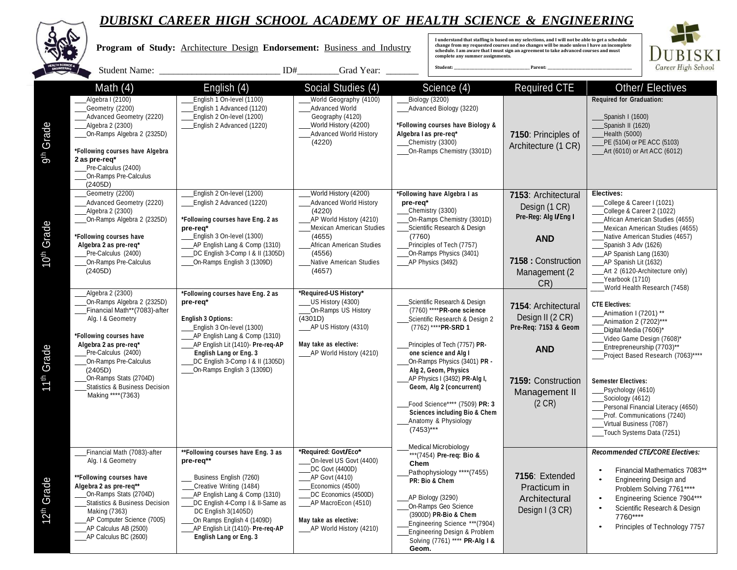# DUBISKI CAREER HIGH SCHOOL ACADEMY OF HEALTH SCIENCE & ENGINEERING

**Program of Study:** Architecture Design **Endorsement:** Business and Industry

Student Name: ___________________________ ID#_________Grad Year: _______

I understand that staffing is based on my selections, and I will not be able to get a schedule change from my requested courses and no changes will be made unless I have an incomplete schedule. I am aware that I must sign an agreement to take advanced courses and must complete any summer assignments.

Student: ______________________________ Parent: ______________________________

| | Math (4) | English (4) | Social Studies (4) | Science (4) | Required CTE | Other/ Electives |
|---|---|---|---|---|---|---|
| 9th Grade | ___Algebra I (2100)<br>___Geometry (2200)<br>___Advanced Geometry (2220)<br>___Algebra 2 (2300)<br>___On-Ramps Algebra 2 (2325D)<br><br>**\*Following courses have Algebra 2 as pre-req\***<br>___Pre-Calculus (2400)<br>___On-Ramps Pre-Calculus (2405D) | ___English 1 On-level (1100)<br>___English 1 Advanced (1120)<br>___English 2 On-level (1200)<br>___English 2 Advanced (1220) | ___World Geography (4100)<br>___Advanced World Geography (4120)<br>___World History (4200)<br>___Advanced World History (4220) | ___Biology (3200)<br>___Advanced Biology (3220)<br><br>**\*Following courses have Biology & Algebra I as pre-req\***<br>___Chemistry (3300)<br>___On-Ramps Chemistry (3301D) | **7150**: Principles of Architecture (1 CR) | **Required for Graduation:**<br><br>___Spanish I (1600)<br>___Spanish II (1620)<br>___Health (5000)<br>___PE (5104) or PE ACC (5103)<br>___Art (6010) or Art ACC (6012) |
| 10th Grade | ___Geometry (2200)<br>___Advanced Geometry (2220)<br>___Algebra 2 (2300)<br>___On-Ramps Algebra 2 (2325D)<br><br>**\*Following courses have Algebra 2 as pre-req\***<br>___Pre-Calculus (2400)<br>___On-Ramps Pre-Calculus (2405D) | ___English 2 On-level (1200)<br>___English 2 Advanced (1220)<br><br>**\*Following courses have Eng. 2 as pre-req\***<br>___English 3 On-level (1300)<br>___AP English Lang & Comp (1310)<br>___DC English 3-Comp I & II (1305D)<br>___On-Ramps English 3 (1309D) | ___World History (4200)<br>___Advanced World History (4220)<br>___AP World History (4210)<br>___Mexican American Studies (4655)<br>___African American Studies (4556)<br>___Native American Studies (4657) | **\*Following have Algebra I as pre-req\***<br>___Chemistry (3300)<br>___On-Ramps Chemistry (3301D)<br>___Scientific Research & Design (7760)<br>___Principles of Tech (7757)<br>___On-Ramps Physics (3401)<br>___AP Physics (3492) | **7153**: Architectural Design (1 CR)<br>**Pre-Reg: Alg I/Eng I**<br><br>**AND**<br><br>**7158 :** Construction Management (2 CR) | **Electives:**<br>___College & Career I (1021)<br>___College & Career 2 (1022)<br>___African American Studies (4655)<br>___Mexican American Studies (4655)<br>___Native American Studies (4657)<br>___Spanish 3 Adv (1626)<br>___AP Spanish Lang (1630)<br>___AP Spanish Lit (1632)<br>___Art 2 (6120-Architecture only)<br>___Yearbook (1710)<br>___World Health Research (7458) |
| 11th Grade | ___Algebra 2 (2300)<br>___On-Ramps Algebra 2 (2325D)<br>___Financial Math\*\*(7083)-after Alg. I & Geometry<br><br>**\*Following courses have Algebra 2 as pre-req\***<br>___Pre-Calculus (2400)<br>___On-Ramps Pre-Calculus (2405D)<br>___On-Ramps Stats (2704D)<br>___Statistics & Business Decision Making \*\*\*\*(7363) | **\*Following courses have Eng. 2 as pre-req\***<br><br>**English 3 Options:**<br>___English 3 On-level (1300)<br>___AP English Lang & Comp (1310)<br>___AP English Lit (1410)- **Pre-req-AP English Lang or Eng. 3**<br>___DC English 3-Comp I & II (1305D)<br>___On-Ramps English 3 (1309D) | **\*Required-US History\***<br>___US History (4300)<br>___On-Ramps US History (4301D)<br>___AP US History (4310)<br><br>**May take as elective:**<br>___AP World History (4210) | ___Scientific Research & Design (7760) \*\*\*\***PR-one science**<br>___Scientific Research & Design 2 (7762) \*\*\*\***PR-SRD 1**<br><br>___Principles of Tech (7757) **PR- one science and Alg I**<br>___On-Ramps Physics (3401) **PR - Alg 2, Geom, Physics**<br>___AP Physics I (3492) **PR-Alg I, Geom, Alg 2 (concurrent)**<br><br>___Food Science\*\*\*\* (7509) **PR: 3 Sciences including Bio & Chem**<br>___Anatomy & Physiology (7453)\*\*\* | **7154**: Architectural Design II (2 CR)<br>**Pre-Req: 7153 & Geom**<br><br>**AND**<br><br>**7159:** Construction Management II (2 CR) | **CTE Electives:**<br>___Animation I (7201) \*\*<br>___Animation 2 (7202)\*\*\*<br>___Digital Media (7606)\*<br>___Video Game Design (7608)\*<br>___Entrepreneurship (7703)\*\*<br>___Project Based Research (7063)\*\*\*\*<br><br>**Semester Electives:**<br>___Psychology (4610)<br>___Sociology (4612)<br>___Personal Financial Literacy (4650)<br>___Prof. Communications (7240)<br>___Virtual Business (7087)<br>___Touch Systems Data (7251) |
| 12th Grade | ___Financial Math (7083)-after Alg. I & Geometry<br><br>**\*\*Following courses have Algebra 2 as pre-req\*\***<br>___On-Ramps Stats (2704D)<br>___Statistics & Business Decision Making (7363)<br>___AP Computer Science (7005)<br>___AP Calculus AB (2500)<br>___AP Calculus BC (2600) | **\*\*Following courses have Eng. 3 as pre-req\*\***<br><br>___ Business English (7260)<br>___Creative Writing (1484)<br>___AP English Lang & Comp (1310)<br>___DC English 4-Comp I & II-Same as DC English 3(1405D)<br>___On Ramps English 4 (1409D)<br>___AP English Lit (1410)- **Pre-req-AP English Lang or Eng. 3** | **\*Required: Govt/Eco\***<br>___On-level US Govt (4400)<br>___DC Govt (4400D)<br>___AP Govt (4410)<br>___Economics (4500)<br>___DC Economics (4500D)<br>___AP MacroEcon (4510)<br><br>**May take as elective:**<br>___AP World History (4210) | ___Medical Microbiology \*\*\*(7454) **Pre-req: Bio & Chem**<br>___Pathophysiology \*\*\*\*(7455) **PR: Bio & Chem**<br><br>___AP Biology (3290)<br>___On-Ramps Geo Science (3900D) **PR-Bio & Chem**<br>___Engineering Science \*\*\*(7904)<br>___Engineering Design & Problem Solving (7761) \*\*\*\* **PR-Alg I & Geom.** | **7156**: Extended Practicum in Architectural Design I (3 CR) | ***Recommended CTE/CORE Electives:***<br><br>• Financial Mathematics 7083\*\*<br>• Engineering Design and Problem Solving 7761\*\*\*\*<br>• Engineering Science 7904\*\*\*<br>• Scientific Research & Design 7760\*\*\*\*<br>• Principles of Technology 7757 |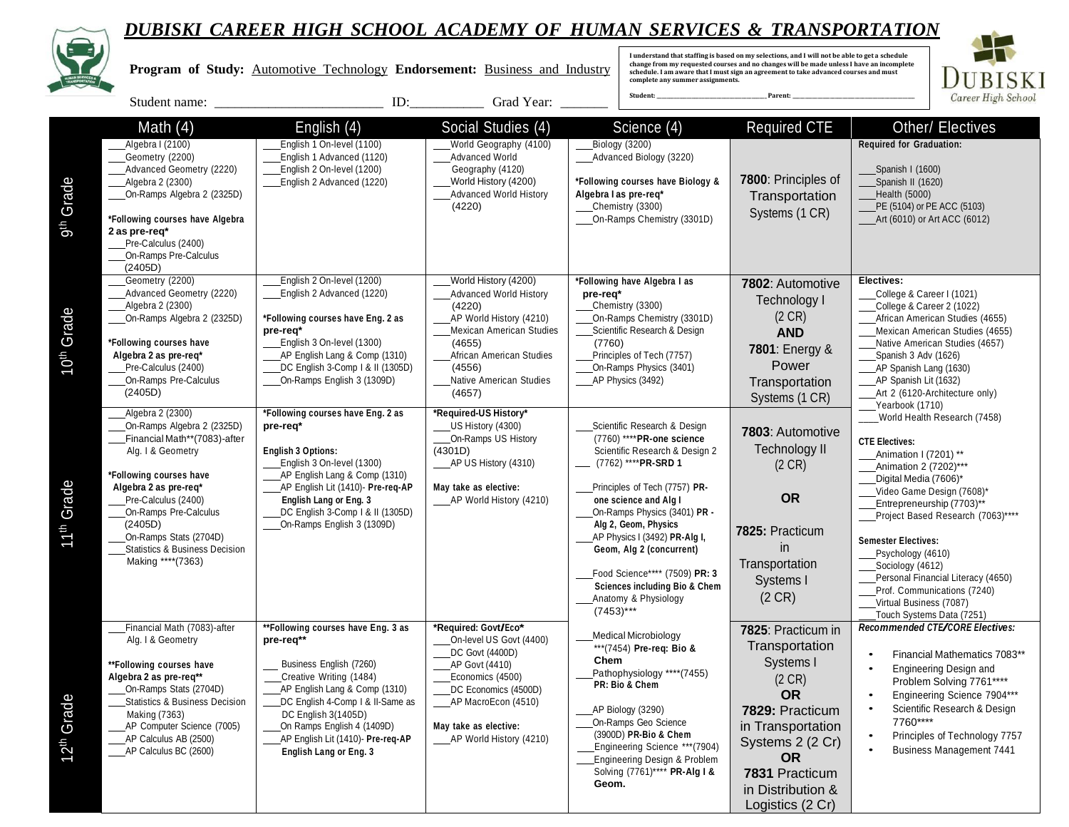# DUBISKI CAREER HIGH SCHOOL ACADEMY OF HUMAN SERVICES & TRANSPORTATION

**Program of Study:** Automotive Technology **Endorsement:** Business and Industry

Student name: _________________________ ID:___________ Grad Year: _______

I understand that staffing is based on my selections, and I will not be able to get a schedule change from my requested courses and no changes will be made unless I have an incomplete schedule. I am aware that I must sign an agreement to take advanced courses and must complete any summer assignments.

Student: ______________________________ Parent: ______________________________

DUBISKI Career High School

| | Math (4) | English (4) | Social Studies (4) | Science (4) | Required CTE | Other/ Electives |
|---|---|---|---|---|---|---|
| 9th Grade | ___Algebra I (2100)<br>___Geometry (2200)<br>___Advanced Geometry (2220)<br>___Algebra 2 (2300)<br>___On-Ramps Algebra 2 (2325D)<br><br>**\*Following courses have Algebra 2 as pre-req\***<br>___Pre-Calculus (2400)<br>___On-Ramps Pre-Calculus (2405D) | ___English 1 On-level (1100)<br>___English 1 Advanced (1120)<br>___English 2 On-level (1200)<br>___English 2 Advanced (1220) | ___World Geography (4100)<br>___Advanced World Geography (4120)<br>___World History (4200)<br>___Advanced World History (4220) | ___Biology (3200)<br>___Advanced Biology (3220)<br><br>**\*Following courses have Biology & Algebra I as pre-req\***<br>___Chemistry (3300)<br>___On-Ramps Chemistry (3301D) | **7800**: Principles of Transportation Systems (1 CR) | **Required for Graduation:**<br><br>___Spanish I (1600)<br>___Spanish II (1620)<br>___Health (5000)<br>___PE (5104) or PE ACC (5103)<br>___Art (6010) or Art ACC (6012) |
| 10th Grade | ___Geometry (2200)<br>___Advanced Geometry (2220)<br>___Algebra 2 (2300)<br>___On-Ramps Algebra 2 (2325D)<br><br>**\*Following courses have Algebra 2 as pre-req\***<br>___Pre-Calculus (2400)<br>___On-Ramps Pre-Calculus (2405D) | ___English 2 On-level (1200)<br>___English 2 Advanced (1220)<br><br>**\*Following courses have Eng. 2 as pre-req\***<br>___English 3 On-level (1300)<br>___AP English Lang & Comp (1310)<br>___DC English 3-Comp I & II (1305D)<br>___On-Ramps English 3 (1309D) | ___World History (4200)<br>___Advanced World History (4220)<br>___AP World History (4210)<br>___Mexican American Studies (4655)<br>___African American Studies (4556)<br>___Native American Studies (4657) | **\*Following have Algebra I as pre-req\***<br>___Chemistry (3300)<br>___On-Ramps Chemistry (3301D)<br>___Scientific Research & Design (7760)<br>___Principles of Tech (7757)<br>___On-Ramps Physics (3401)<br>___AP Physics (3492) | **7802**: Automotive Technology I (2 CR)<br>**AND**<br>**7801**: Energy & Power Transportation Systems (1 CR) | **Electives:**<br>___College & Career I (1021)<br>___College & Career 2 (1022)<br>___African American Studies (4655)<br>___Mexican American Studies (4655)<br>___Native American Studies (4657)<br>___Spanish 3 Adv (1626)<br>___AP Spanish Lang (1630)<br>___AP Spanish Lit (1632)<br>___Art 2 (6120-Architecture only)<br>___Yearbook (1710)<br>___World Health Research (7458)<br><br>**CTE Electives:**<br>___Animation I (7201) \*\*<br>___Animation 2 (7202)\*\*\*<br>___Digital Media (7606)\*<br>___Video Game Design (7608)\*<br>___Entrepreneurship (7703)\*\*<br>___Project Based Research (7063)\*\*\*\*<br><br>**Semester Electives:**<br>___Psychology (4610)<br>___Sociology (4612)<br>___Personal Financial Literacy (4650)<br>___Prof. Communications (7240)<br>___Virtual Business (7087)<br>___Touch Systems Data (7251) |
| 11th Grade | ___Algebra 2 (2300)<br>___On-Ramps Algebra 2 (2325D)<br>___Financial Math\*\*(7083)-after Alg. I & Geometry<br><br>**\*Following courses have Algebra 2 as pre-req\***<br>___Pre-Calculus (2400)<br>___On-Ramps Pre-Calculus (2405D)<br>___On-Ramps Stats (2704D)<br>___Statistics & Business Decision Making \*\*\*\*(7363) | **\*Following courses have Eng. 2 as pre-req\***<br><br>**English 3 Options:**<br>___English 3 On-level (1300)<br>___AP English Lang & Comp (1310)<br>___AP English Lit (1410)- **Pre-req-AP English Lang or Eng. 3**<br>___DC English 3-Comp I & II (1305D)<br>___On-Ramps English 3 (1309D) | **\*Required-US History\***<br>___US History (4300)<br>___On-Ramps US History (4301D)<br>___AP US History (4310)<br><br>**May take as elective:**<br>___AP World History (4210) | ___Scientific Research & Design (7760) \*\*\*\***PR-one science**<br>___Scientific Research & Design 2 (7762) \*\*\*\***PR-SRD 1**<br><br>___Principles of Tech (7757) **PR-one science and Alg I**<br>___On-Ramps Physics (3401) **PR - Alg 2, Geom, Physics**<br>___AP Physics I (3492) **PR-Alg I, Geom, Alg 2 (concurrent)**<br><br>___Food Science\*\*\*\* (7509) **PR: 3 Sciences including Bio & Chem**<br>___Anatomy & Physiology (7453)\*\*\* | **7803**: Automotive Technology II (2 CR)<br><br>**OR**<br><br>**7825:** Practicum in Transportation Systems I (2 CR) | |
| 12th Grade | ___Financial Math (7083)-after Alg. I & Geometry<br><br>**\*\*Following courses have Algebra 2 as pre-req\*\***<br>___On-Ramps Stats (2704D)<br>___Statistics & Business Decision Making (7363)<br>___AP Computer Science (7005)<br>___AP Calculus AB (2500)<br>___AP Calculus BC (2600) | **\*\*Following courses have Eng. 3 as pre-req\*\***<br><br>___Business English (7260)<br>___Creative Writing (1484)<br>___AP English Lang & Comp (1310)<br>___DC English 4-Comp I & II-Same as DC English 3(1405D)<br>___On-Ramps English 4 (1409D)<br>___AP English Lit (1410)- **Pre-req-AP English Lang or Eng. 3** | **\*Required: Govt/Eco\***<br>___On-level US Govt (4400)<br>___DC Govt (4400D)<br>___AP Govt (4410)<br>___Economics (4500)<br>___DC Economics (4500D)<br>___AP MacroEcon (4510)<br><br>**May take as elective:**<br>___AP World History (4210) | ___Medical Microbiology \*\*\*(7454) **Pre-req: Bio & Chem**<br>___Pathophysiology \*\*\*\*(7455) **PR: Bio & Chem**<br><br>___AP Biology (3290)<br>___On-Ramps Geo Science (3900D) **PR-Bio & Chem**<br>___Engineering Science \*\*\*(7904)<br>___Engineering Design & Problem Solving (7761)\*\*\*\* **PR-Alg I & Geom.** | **7825**: Practicum in Transportation Systems I (2 CR)<br>**OR**<br>**7829:** Practicum in Transportation Systems 2 (2 Cr)<br>**OR**<br>**7831** Practicum in Distribution & Logistics (2 Cr) | ***Recommended CTE/CORE Electives:***<br><br>• Financial Mathematics 7083\*\*<br>• Engineering Design and Problem Solving 7761\*\*\*\*<br>• Engineering Science 7904\*\*\*<br>• Scientific Research & Design 7760\*\*\*\*<br>• Principles of Technology 7757<br>• Business Management 7441 |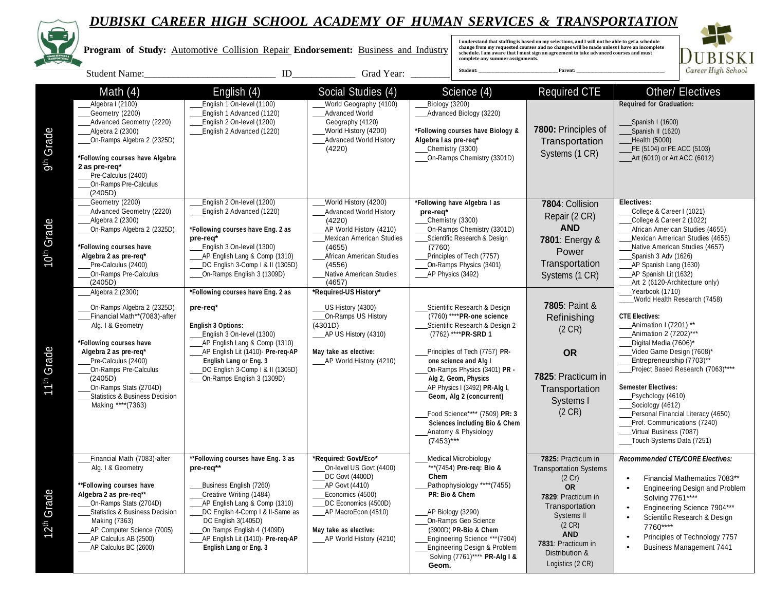# DUBISKI CAREER HIGH SCHOOL ACADEMY OF HUMAN SERVICES & TRANSPORTATION

**Program of Study:** Automotive Collision Repair **Endorsement:** Business and Industry

Student Name:___________________________ ID_____________ Grad Year: ________

**I understand that staffing is based on my selections, and I will not be able to get a schedule change from my requested courses and no changes will be made unless I have an incomplete schedule. I am aware that I must sign an agreement to take advanced courses and must complete any summer assignments.**

**Student:** ______________________ **Parent:** ______________________

| | Math (4) | English (4) | Social Studies (4) | Science (4) | Required CTE | Other/ Electives |
|---|---|---|---|---|---|---|
| 9th Grade | ___Algebra I (2100)<br>___Geometry (2200)<br>___Advanced Geometry (2220)<br>___Algebra 2 (2300)<br>___On-Ramps Algebra 2 (2325D)<br><br>**\*Following courses have Algebra 2 as pre-req\***<br>___Pre-Calculus (2400)<br>___On-Ramps Pre-Calculus (2405D) | ___English 1 On-level (1100)<br>___English 1 Advanced (1120)<br>___English 2 On-level (1200)<br>___English 2 Advanced (1220) | ___World Geography (4100)<br>___Advanced World Geography (4120)<br>___World History (4200)<br>___Advanced World History (4220) | ___Biology (3200)<br>___Advanced Biology (3220)<br><br>**\*Following courses have Biology & Algebra I as pre-req\***<br>___Chemistry (3300)<br>___On-Ramps Chemistry (3301D) | **7800:** Principles of Transportation Systems (1 CR) | **Required for Graduation:**<br><br>___Spanish I (1600)<br>___Spanish II (1620)<br>___Health (5000)<br>___PE (5104) or PE ACC (5103)<br>___Art (6010) or Art ACC (6012) |
| 10th Grade | ___Geometry (2200)<br>___Advanced Geometry (2220)<br>___Algebra 2 (2300)<br>___On-Ramps Algebra 2 (2325D)<br><br>**\*Following courses have Algebra 2 as pre-req\***<br>___Pre-Calculus (2400)<br>___On-Ramps Pre-Calculus (2405D) | ___English 2 On-level (1200)<br>___English 2 Advanced (1220)<br><br>**\*Following courses have Eng. 2 as pre-req\***<br>___English 3 On-level (1300)<br>___AP English Lang & Comp (1310)<br>___DC English 3-Comp I & II (1305D)<br>___On-Ramps English 3 (1309D) | ___World History (4200)<br>___Advanced World History (4220)<br>___AP World History (4210)<br>___Mexican American Studies (4655)<br>___African American Studies (4556)<br>___Native American Studies (4657) | **\*Following have Algebra I as pre-req\***<br>___Chemistry (3300)<br>___On-Ramps Chemistry (3301D)<br>___Scientific Research & Design (7760)<br>___Principles of Tech (7757)<br>___On-Ramps Physics (3401)<br>___AP Physics (3492) | **7804**: Collision Repair (2 CR)<br>**AND**<br>**7801**: Energy & Power Transportation Systems (1 CR) | **Electives:**<br>___College & Career I (1021)<br>___College & Career 2 (1022)<br>___African American Studies (4655)<br>___Mexican American Studies (4655)<br>___Native American Studies (4657)<br>___Spanish 3 Adv (1626)<br>___AP Spanish Lang (1630)<br>___AP Spanish Lit (1632)<br>___Art 2 (6120-Architecture only)<br>___Yearbook (1710)<br>___World Health Research (7458)<br><br>**CTE Electives:**<br>___Animation I (7201) \*\*<br>___Animation 2 (7202)\*\*\*<br>___Digital Media (7606)\*<br>___Video Game Design (7608)\*<br>___Entrepreneurship (7703)\*\*<br>___Project Based Research (7063)\*\*\*\*<br><br>**Semester Electives:**<br>___Psychology (4610)<br>___Sociology (4612)<br>___Personal Financial Literacy (4650)<br>___Prof. Communications (7240)<br>___Virtual Business (7087)<br>___Touch Systems Data (7251) |
| 11th Grade | ___Algebra 2 (2300)<br>___On-Ramps Algebra 2 (2325D)<br>___Financial Math\*\*(7083)-after Alg. I & Geometry<br><br>**\*Following courses have Algebra 2 as pre-req\***<br>___Pre-Calculus (2400)<br>___On-Ramps Pre-Calculus (2405D)<br>___On-Ramps Stats (2704D)<br>___Statistics & Business Decision Making \*\*\*\*(7363) | **\*Following courses have Eng. 2 as pre-req\***<br><br>**English 3 Options:**<br>___English 3 On-level (1300)<br>___AP English Lang & Comp (1310)<br>___AP English Lit (1410)- **Pre-req-AP English Lang or Eng. 3**<br>___DC English 3-Comp I & II (1305D)<br>___On-Ramps English 3 (1309D) | **\*Required-US History\***<br>___US History (4300)<br>___On-Ramps US History (4301D)<br>___AP US History (4310)<br><br>**May take as elective:**<br>___AP World History (4210) | ___Scientific Research & Design (7760) \*\*\*\***PR-one science**<br>___Scientific Research & Design 2 (7762) \*\*\*\***PR-SRD 1**<br><br>___Principles of Tech (7757) **PR-one science and Alg I**<br>___On-Ramps Physics (3401) **PR - Alg 2, Geom, Physics**<br>___AP Physics I (3492) **PR-Alg I, Geom, Alg 2 (concurrent)**<br><br>___Food Science\*\*\*\* (7509) **PR: 3 Sciences including Bio & Chem**<br>___Anatomy & Physiology (7453)\*\*\* | **7805**: Paint & Refinishing (2 CR)<br><br>**OR**<br><br>**7825**: Practicum in Transportation Systems I (2 CR) | |
| 12th Grade | ___Financial Math (7083)-after Alg. I & Geometry<br><br>**\*\*Following courses have Algebra 2 as pre-req\*\***<br>___On-Ramps Stats (2704D)<br>___Statistics & Business Decision Making (7363)<br>___AP Computer Science (7005)<br>___AP Calculus AB (2500)<br>___AP Calculus BC (2600) | **\*\*Following courses have Eng. 3 as pre-req\*\***<br><br>___Business English (7260)<br>___Creative Writing (1484)<br>___AP English Lang & Comp (1310)<br>___DC English 4-Comp I & II-Same as DC English 3(1405D)<br>___On Ramps English 4 (1409D)<br>___AP English Lit (1410)- **Pre-req-AP English Lang or Eng. 3** | **\*Required: Govt/Eco\***<br>___On-level US Govt (4400)<br>___DC Govt (4400D)<br>___AP Govt (4410)<br>___Economics (4500)<br>___DC Economics (4500D)<br>___AP MacroEcon (4510)<br><br>**May take as elective:**<br>___AP World History (4210) | ___Medical Microbiology \*\*\*(7454) **Pre-req: Bio & Chem**<br>___Pathophysiology \*\*\*\*(7455) **PR: Bio & Chem**<br><br>___AP Biology (3290)<br>___On-Ramps Geo Science (3900D) **PR-Bio & Chem**<br>___Engineering Science \*\*\*(7904)<br>___Engineering Design & Problem Solving (7761)\*\*\*\* **PR-Alg I & Geom.** | **7825:** Practicum in Transportation Systems (2 Cr)<br>**OR**<br>**7829**: Practicum in Transportation Systems II (2 CR)<br>**AND**<br>**7831**: Practicum in Distribution & Logistics (2 CR) | ***Recommended CTE/CORE Electives:***<br><br>• Financial Mathematics 7083\*\*<br>• Engineering Design and Problem Solving 7761\*\*\*\*<br>• Engineering Science 7904\*\*\*<br>• Scientific Research & Design 7760\*\*\*\*<br>• Principles of Technology 7757<br>• Business Management 7441 |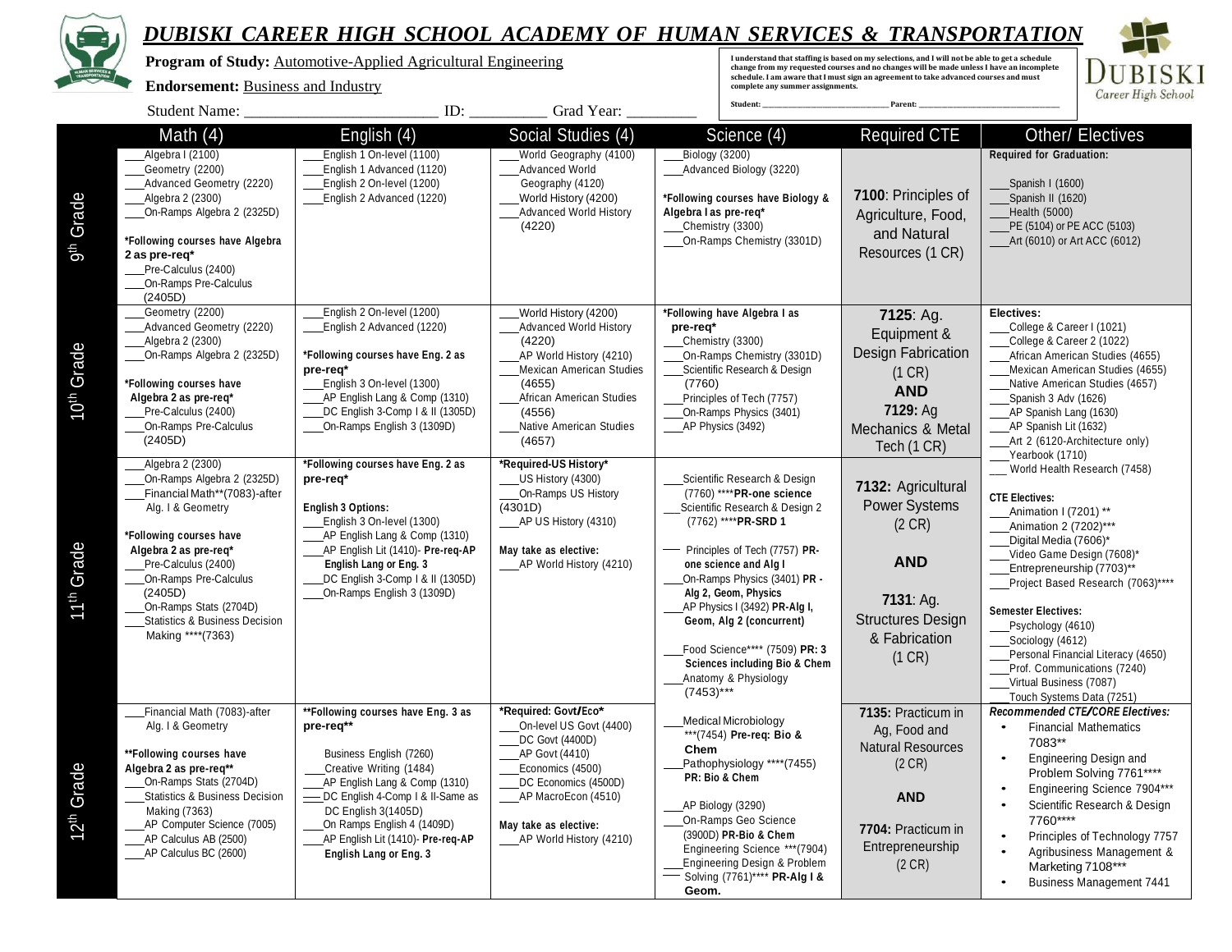# DUBISKI CAREER HIGH SCHOOL ACADEMY OF HUMAN SERVICES & TRANSPORTATION

**Program of Study:** Automotive-Applied Agricultural Engineering

**Endorsement:** Business and Industry

Student Name: ________________________ ID: _________ Grad Year: _________

I understand that staffing is based on my selections, and I will not be able to get a schedule change from my requested courses and no changes will be made unless I have an incomplete schedule. I am aware that I must sign an agreement to take advanced courses and must complete any summer assignments.

Student: ______________________ Parent: ______________________

| | Math (4) | English (4) | Social Studies (4) | Science (4) | Required CTE | Other/ Electives |
|---|---|---|---|---|---|---|
| 9th Grade | ___Algebra I (2100)<br>___Geometry (2200)<br>___Advanced Geometry (2220)<br>___Algebra 2 (2300)<br>___On-Ramps Algebra 2 (2325D)<br><br>**\*Following courses have Algebra 2 as pre-req\***<br>___Pre-Calculus (2400)<br>___On-Ramps Pre-Calculus (2405D) | ___English 1 On-level (1100)<br>___English 1 Advanced (1120)<br>___English 2 On-level (1200)<br>___English 2 Advanced (1220) | ___World Geography (4100)<br>___Advanced World Geography (4120)<br>___World History (4200)<br>___Advanced World History (4220) | ___Biology (3200)<br>___Advanced Biology (3220)<br><br>**\*Following courses have Biology & Algebra I as pre-req\***<br>___Chemistry (3300)<br>___On-Ramps Chemistry (3301D) | **7100**: Principles of Agriculture, Food, and Natural Resources (1 CR) | **Required for Graduation:**<br><br>___Spanish I (1600)<br>___Spanish II (1620)<br>___Health (5000)<br>___PE (5104) or PE ACC (5103)<br>___Art (6010) or Art ACC (6012) |
| 10th Grade | ___Geometry (2200)<br>___Advanced Geometry (2220)<br>___Algebra 2 (2300)<br>___On-Ramps Algebra 2 (2325D)<br><br>**\*Following courses have Algebra 2 as pre-req\***<br>___Pre-Calculus (2400)<br>___On-Ramps Pre-Calculus (2405D) | ___English 2 On-level (1200)<br>___English 2 Advanced (1220)<br><br>**\*Following courses have Eng. 2 as pre-req\***<br>___English 3 On-level (1300)<br>___AP English Lang & Comp (1310)<br>___DC English 3-Comp I & II (1305D)<br>___On-Ramps English 3 (1309D) | ___World History (4200)<br>___Advanced World History (4220)<br>___AP World History (4210)<br>___Mexican American Studies (4655)<br>___African American Studies (4556)<br>___Native American Studies (4657) | **\*Following have Algebra I as pre-req\***<br>___Chemistry (3300)<br>___On-Ramps Chemistry (3301D)<br>___Scientific Research & Design (7760)<br>___Principles of Tech (7757)<br>___On-Ramps Physics (3401)<br>___AP Physics (3492) | **7125**: Ag. Equipment & Design Fabrication (1 CR)<br>**AND**<br>**7129:** Ag Mechanics & Metal Tech (1 CR) | **Electives:**<br>___College & Career I (1021)<br>___College & Career 2 (1022)<br>___African American Studies (4655)<br>___Mexican American Studies (4655)<br>___Native American Studies (4657)<br>___Spanish 3 Adv (1626)<br>___AP Spanish Lang (1630)<br>___AP Spanish Lit (1632)<br>___Art 2 (6120-Architecture only)<br>___Yearbook (1710)<br>___World Health Research (7458)<br><br>**CTE Electives:**<br>___Animation I (7201) \*\*<br>___Animation 2 (7202)\*\*\*<br>___Digital Media (7606)\*<br>___Video Game Design (7608)\*<br>___Entrepreneurship (7703)\*\*<br>___Project Based Research (7063)\*\*\*\*<br><br>**Semester Electives:**<br>___Psychology (4610)<br>___Sociology (4612)<br>___Personal Financial Literacy (4650)<br>___Prof. Communications (7240)<br>___Virtual Business (7087)<br>___Touch Systems Data (7251) |
| 11th Grade | ___Algebra 2 (2300)<br>___On-Ramps Algebra 2 (2325D)<br>___Financial Math\*\*(7083)-after Alg. I & Geometry<br><br>**\*Following courses have Algebra 2 as pre-req\***<br>___Pre-Calculus (2400)<br>___On-Ramps Pre-Calculus (2405D)<br>___On-Ramps Stats (2704D)<br>___Statistics & Business Decision Making \*\*\*\*(7363) | **\*Following courses have Eng. 2 as pre-req\***<br><br>**English 3 Options:**<br>___English 3 On-level (1300)<br>___AP English Lang & Comp (1310)<br>___AP English Lit (1410)- **Pre-req-AP English Lang or Eng. 3**<br>___DC English 3-Comp I & II (1305D)<br>___On-Ramps English 3 (1309D) | **\*Required-US History\***<br>___US History (4300)<br>___On-Ramps US History (4301D)<br>___AP US History (4310)<br><br>**May take as elective:**<br>___AP World History (4210) | ___Scientific Research & Design (7760) \*\*\*\***PR-one science**<br>___Scientific Research & Design 2 (7762) \*\*\*\***PR-SRD 1**<br><br>___Principles of Tech (7757) **PR-one science and Alg I**<br>___On-Ramps Physics (3401) **PR - Alg 2, Geom, Physics**<br>___AP Physics I (3492) **PR-Alg I, Geom, Alg 2 (concurrent)**<br><br>___Food Science\*\*\*\* (7509) **PR: 3 Sciences including Bio & Chem**<br>___Anatomy & Physiology (7453)\*\*\* | **7132:** Agricultural Power Systems (2 CR)<br><br>**AND**<br><br>**7131**: Ag. Structures Design & Fabrication (1 CR) | |
| 12th Grade | ___Financial Math (7083)-after Alg. I & Geometry<br><br>**\*\*Following courses have Algebra 2 as pre-req\*\***<br>___On-Ramps Stats (2704D)<br>___Statistics & Business Decision Making (7363)<br>___AP Computer Science (7005)<br>___AP Calculus AB (2500)<br>___AP Calculus BC (2600) | **\*\*Following courses have Eng. 3 as pre-req\*\***<br><br>Business English (7260)<br>___Creative Writing (1484)<br>___AP English Lang & Comp (1310)<br>___DC English 4-Comp I & II-Same as DC English 3(1405D)<br>___On Ramps English 4 (1409D)<br>___AP English Lit (1410)- **Pre-req-AP English Lang or Eng. 3** | **\*Required: Govt/Eco\***<br>___On-level US Govt (4400)<br>___DC Govt (4400D)<br>___AP Govt (4410)<br>___Economics (4500)<br>___DC Economics (4500D)<br>___AP MacroEcon (4510)<br><br>**May take as elective:**<br>___AP World History (4210) | ___Medical Microbiology \*\*\*(7454) **Pre-req: Bio & Chem**<br>___Pathophysiology \*\*\*\*(7455) **PR: Bio & Chem**<br><br>___AP Biology (3290)<br>___On-Ramps Geo Science (3900D) **PR-Bio & Chem**<br>Engineering Science \*\*\*(7904)<br>___Engineering Design & Problem Solving (7761)\*\*\*\* **PR-Alg I & Geom.** | **7135:** Practicum in Ag, Food and Natural Resources (2 CR)<br><br>**AND**<br><br>**7704:** Practicum in Entrepreneurship (2 CR) | ***Recommended CTE/CORE Electives:***<br>• Financial Mathematics 7083\*\*<br>• Engineering Design and Problem Solving 7761\*\*\*\*<br>• Engineering Science 7904\*\*\*<br>• Scientific Research & Design 7760\*\*\*\*<br>• Principles of Technology 7757<br>• Agribusiness Management & Marketing 7108\*\*\*<br>• Business Management 7441 |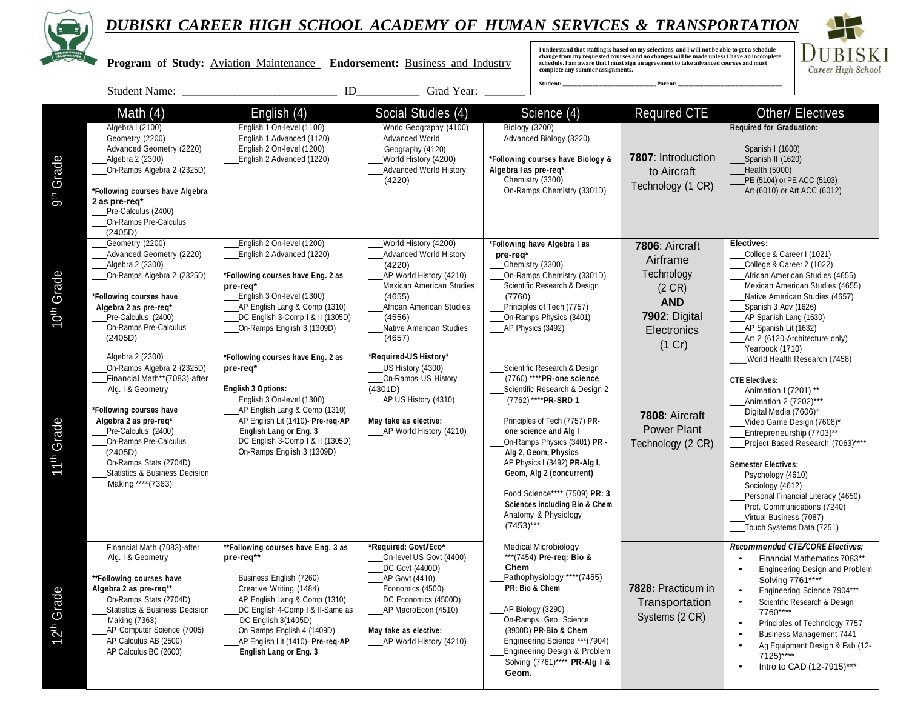# DUBISKI CAREER HIGH SCHOOL ACADEMY OF HUMAN SERVICES & TRANSPORTATION

**Program of Study:** Aviation Maintenance **Endorsement:** Business and Industry

Student Name: ___________________________ ID___________ Grad Year: _______

I understand that staffing is based on my selections, and I will not be able to get a schedule change from my requested courses and no changes will be made unless I have an incomplete schedule. I am aware that I must sign an agreement to take advanced courses and must complete any summer assignments.

Student: ______________________ Parent: ______________________

| | Math (4) | English (4) | Social Studies (4) | Science (4) | Required CTE | Other/ Electives |
|---|---|---|---|---|---|---|
| 9th Grade | ___Algebra I (2100)<br>___Geometry (2200)<br>___Advanced Geometry (2220)<br>___Algebra 2 (2300)<br>___On-Ramps Algebra 2 (2325D)<br><br>**\*Following courses have Algebra 2 as pre-req\***<br>___Pre-Calculus (2400)<br>___On-Ramps Pre-Calculus (2405D) | ___English 1 On-level (1100)<br>___English 1 Advanced (1120)<br>___English 2 On-level (1200)<br>___English 2 Advanced (1220) | ___World Geography (4100)<br>___Advanced World Geography (4120)<br>___World History (4200)<br>___Advanced World History (4220) | ___Biology (3200)<br>___Advanced Biology (3220)<br><br>**\*Following courses have Biology & Algebra I as pre-req\***<br>___Chemistry (3300)<br>___On-Ramps Chemistry (3301D) | **7807**: Introduction to Aircraft Technology (1 CR) | **Required for Graduation:**<br>___Spanish I (1600)<br>___Spanish II (1620)<br>___Health (5000)<br>___PE (5104) or PE ACC (5103)<br>___Art (6010) or Art ACC (6012) |
| 10th Grade | ___Geometry (2200)<br>___Advanced Geometry (2220)<br>___Algebra 2 (2300)<br>___On-Ramps Algebra 2 (2325D)<br><br>**\*Following courses have Algebra 2 as pre-req\***<br>___Pre-Calculus (2400)<br>___On-Ramps Pre-Calculus (2405D) | ___English 2 On-level (1200)<br>___English 2 Advanced (1220)<br><br>**\*Following courses have Eng. 2 as pre-req\***<br>___English 3 On-level (1300)<br>___AP English Lang & Comp (1310)<br>___DC English 3-Comp I & II (1305D)<br>___On-Ramps English 3 (1309D) | ___World History (4200)<br>___Advanced World History (4220)<br>___AP World History (4210)<br>___Mexican American Studies (4655)<br>___African American Studies (4556)<br>___Native American Studies (4657) | **\*Following have Algebra I as pre-req\***<br>___Chemistry (3300)<br>___On-Ramps Chemistry (3301D)<br>___Scientific Research & Design (7760)<br>___Principles of Tech (7757)<br>___On-Ramps Physics (3401)<br>___AP Physics (3492) | **7806**: Aircraft Airframe Technology (2 CR)<br>**AND**<br>**7902**: Digital Electronics (1 Cr) | **Electives:**<br>___College & Career I (1021)<br>___College & Career 2 (1022)<br>___African American Studies (4655)<br>___Mexican American Studies (4655)<br>___Native American Studies (4657)<br>___Spanish 3 Adv (1626)<br>___AP Spanish Lang (1630)<br>___AP Spanish Lit (1632)<br>___Art 2 (6120-Architecture only)<br>___Yearbook (1710)<br>___World Health Research (7458)<br><br>**CTE Electives:**<br>___Animation I (7201) \*\*<br>___Animation 2 (7202)\*\*\*<br>___Digital Media (7606)\*<br>___Video Game Design (7608)\*<br>___Entrepreneurship (7703)\*\*<br>___Project Based Research (7063)\*\*\*\*<br><br>**Semester Electives:**<br>___Psychology (4610)<br>___Sociology (4612)<br>___Personal Financial Literacy (4650)<br>___Prof. Communications (7240)<br>___Virtual Business (7087)<br>___Touch Systems Data (7251) |
| 11th Grade | ___Algebra 2 (2300)<br>___On-Ramps Algebra 2 (2325D)<br>___Financial Math\*\*(7083)-after Alg. I & Geometry<br><br>**\*Following courses have Algebra 2 as pre-req\***<br>___Pre-Calculus (2400)<br>___On-Ramps Pre-Calculus (2405D)<br>___On-Ramps Stats (2704D)<br>___Statistics & Business Decision Making \*\*\*\*(7363) | **\*Following courses have Eng. 2 as pre-req\***<br><br>**English 3 Options:**<br>___English 3 On-level (1300)<br>___AP English Lang & Comp (1310)<br>___AP English Lit (1410)- **Pre-req-AP English Lang or Eng. 3**<br>___DC English 3-Comp I & II (1305D)<br>___On-Ramps English 3 (1309D) | **\*Required-US History\***<br>___US History (4300)<br>___On-Ramps US History (4301D)<br>___AP US History (4310)<br><br>**May take as elective:**<br>___AP World History (4210) | ___Scientific Research & Design (7760) \*\*\*\***PR-one science**<br>___Scientific Research & Design 2 (7762) \*\*\*\***PR-SRD 1**<br><br>___Principles of Tech (7757) **PR-one science and Alg I**<br>___On-Ramps Physics (3401) **PR - Alg 2, Geom, Physics**<br>___AP Physics I (3492) **PR-Alg I, Geom, Alg 2 (concurrent)**<br><br>___Food Science\*\*\*\* (7509) **PR: 3 Sciences including Bio & Chem**<br>___Anatomy & Physiology (7453)\*\*\* | **7808**: Aircraft Power Plant Technology (2 CR) | |
| 12th Grade | ___Financial Math (7083)-after Alg. I & Geometry<br><br>**\*\*Following courses have Algebra 2 as pre-req\*\***<br>___On-Ramps Stats (2704D)<br>___Statistics & Business Decision Making (7363)<br>___AP Computer Science (7005)<br>___AP Calculus AB (2500)<br>___AP Calculus BC (2600) | **\*\*Following courses have Eng. 3 as pre-req\*\***<br><br>___Business English (7260)<br>___Creative Writing (1484)<br>___AP English Lang & Comp (1310)<br>___DC English 4-Comp I & II-Same as DC English 3(1405D)<br>___On Ramps English 4 (1409D)<br>___AP English Lit (1410)- **Pre-req-AP English Lang or Eng. 3** | **\*Required: Govt/Eco\***<br>___On-level US Govt (4400)<br>___DC Govt (4400D)<br>___AP Govt (4410)<br>___Economics (4500)<br>___DC Economics (4500D)<br>___AP MacroEcon (4510)<br><br>**May take as elective:**<br>___AP World History (4210) | ___Medical Microbiology \*\*\*(7454) **Pre-req: Bio & Chem**<br>___Pathophysiology \*\*\*\*(7455) **PR: Bio & Chem**<br><br>___AP Biology (3290)<br>___On-Ramps Geo Science (3900D) **PR-Bio & Chem**<br>___Engineering Science \*\*\*(7904)<br>___Engineering Design & Problem Solving (7761)\*\*\*\* **PR-Alg I & Geom.** | **7828:** Practicum in Transportation Systems (2 CR) | ***Recommended CTE/CORE Electives:***<br>• Financial Mathematics 7083\*\*<br>• Engineering Design and Problem Solving 7761\*\*\*\*<br>• Engineering Science 7904\*\*\*<br>• Scientific Research & Design 7760\*\*\*\*<br>• Principles of Technology 7757<br>• Business Management 7441<br>• Ag Equipment Design & Fab (12-7125)\*\*\*\*<br>• Intro to CAD (12-7915)\*\*\* |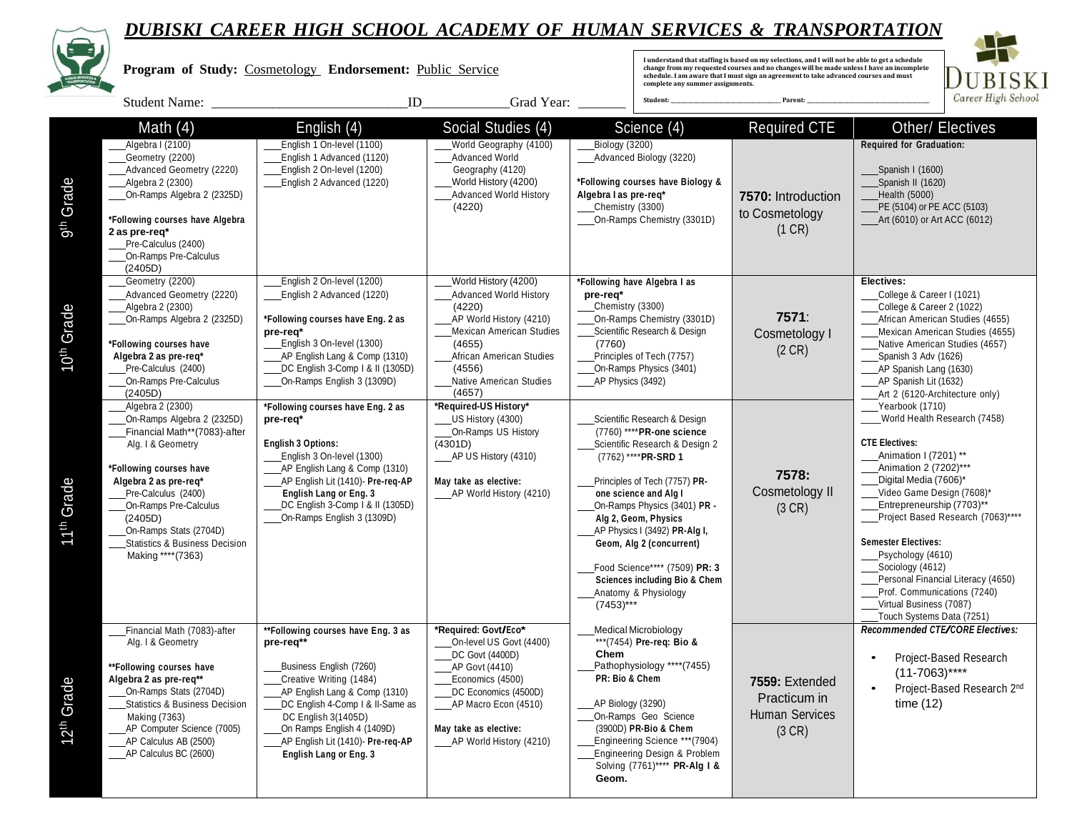# DUBISKI CAREER HIGH SCHOOL ACADEMY OF HUMAN SERVICES & TRANSPORTATION

**Program of Study:** Cosmetology **Endorsement:** Public Service

Student Name: ______________________________ ID_____________ Grad Year: _______

I understand that staffing is based on my selections, and I will not be able to get a schedule change from my requested courses and no changes will be made unless I have an incomplete schedule. I am aware that I must sign an agreement to take advanced courses and must complete any summer assignments.

Student: ______________________ Parent: ______________________

| | Math (4) | English (4) | Social Studies (4) | Science (4) | Required CTE | Other/ Electives |
|---|---|---|---|---|---|---|
| 9th Grade | ___Algebra I (2100)<br>___Geometry (2200)<br>___Advanced Geometry (2220)<br>___Algebra 2 (2300)<br>___On-Ramps Algebra 2 (2325D)<br><br>**\*Following courses have Algebra 2 as pre-req\***<br>___Pre-Calculus (2400)<br>___On-Ramps Pre-Calculus (2405D) | ___English 1 On-level (1100)<br>___English 1 Advanced (1120)<br>___English 2 On-level (1200)<br>___English 2 Advanced (1220) | ___World Geography (4100)<br>___Advanced World Geography (4120)<br>___World History (4200)<br>___Advanced World History (4220) | ___Biology (3200)<br>___Advanced Biology (3220)<br><br>**\*Following courses have Biology & Algebra I as pre-req\***<br>___Chemistry (3300)<br>___On-Ramps Chemistry (3301D) | **7570:** Introduction to Cosmetology (1 CR) | **Required for Graduation:**<br><br>___Spanish I (1600)<br>___Spanish II (1620)<br>___Health (5000)<br>___PE (5104) or PE ACC (5103)<br>___Art (6010) or Art ACC (6012) |
| 10th Grade | ___Geometry (2200)<br>___Advanced Geometry (2220)<br>___Algebra 2 (2300)<br>___On-Ramps Algebra 2 (2325D)<br><br>**\*Following courses have Algebra 2 as pre-req\***<br>___Pre-Calculus (2400)<br>___On-Ramps Pre-Calculus (2405D) | ___English 2 On-level (1200)<br>___English 2 Advanced (1220)<br><br>**\*Following courses have Eng. 2 as pre-req\***<br>___English 3 On-level (1300)<br>___AP English Lang & Comp (1310)<br>___DC English 3-Comp I & II (1305D)<br>___On-Ramps English 3 (1309D) | ___World History (4200)<br>___Advanced World History (4220)<br>___AP World History (4210)<br>___Mexican American Studies (4655)<br>___African American Studies (4556)<br>___Native American Studies (4657) | **\*Following have Algebra I as pre-req\***<br>___Chemistry (3300)<br>___On-Ramps Chemistry (3301D)<br>___Scientific Research & Design (7760)<br>___Principles of Tech (7757)<br>___On-Ramps Physics (3401)<br>___AP Physics (3492) | **7571**: Cosmetology I (2 CR) | **Electives:**<br>___College & Career I (1021)<br>___College & Career 2 (1022)<br>___African American Studies (4655)<br>___Mexican American Studies (4655)<br>___Native American Studies (4657)<br>___Spanish 3 Adv (1626)<br>___AP Spanish Lang (1630)<br>___AP Spanish Lit (1632)<br>___Art 2 (6120-Architecture only)<br>___Yearbook (1710)<br>___World Health Research (7458)<br><br>**CTE Electives:**<br>___Animation I (7201) \*\*<br>___Animation 2 (7202)\*\*\*<br>___Digital Media (7606)\*<br>___Video Game Design (7608)\*<br>___Entrepreneurship (7703)\*\*<br>___Project Based Research (7063)\*\*\*\*<br><br>**Semester Electives:**<br>___Psychology (4610)<br>___Sociology (4612)<br>___Personal Financial Literacy (4650)<br>___Prof. Communications (7240)<br>___Virtual Business (7087)<br>___Touch Systems Data (7251) |
| 11th Grade | ___Algebra 2 (2300)<br>___On-Ramps Algebra 2 (2325D)<br>___Financial Math\*\*(7083)-after Alg. I & Geometry<br><br>**\*Following courses have Algebra 2 as pre-req\***<br>___Pre-Calculus (2400)<br>___On-Ramps Pre-Calculus (2405D)<br>___On-Ramps Stats (2704D)<br>___Statistics & Business Decision Making \*\*\*\*(7363) | **\*Following courses have Eng. 2 as pre-req\***<br><br>**English 3 Options:**<br>___English 3 On-level (1300)<br>___AP English Lang & Comp (1310)<br>___AP English Lit (1410)- **Pre-req-AP English Lang or Eng. 3**<br>___DC English 3-Comp I & II (1305D)<br>___On-Ramps English 3 (1309D) | **\*Required-US History\***<br>___US History (4300)<br>___On-Ramps US History (4301D)<br>___AP US History (4310)<br><br>**May take as elective:**<br>___AP World History (4210) | ___Scientific Research & Design (7760) \*\*\*\***PR-one science**<br>___Scientific Research & Design 2 (7762) \*\*\*\***PR-SRD 1**<br><br>___Principles of Tech (7757) **PR-one science and Alg I**<br>___On-Ramps Physics (3401) **PR - Alg 2, Geom, Physics**<br>___AP Physics I (3492) **PR-Alg I, Geom, Alg 2 (concurrent)**<br><br>___Food Science\*\*\*\* (7509) **PR: 3 Sciences including Bio & Chem**<br>___Anatomy & Physiology (7453)\*\*\* | **7578:** Cosmetology II (3 CR) | |
| 12th Grade | ___Financial Math (7083)-after Alg. I & Geometry<br><br>**\*\*Following courses have Algebra 2 as pre-req\*\***<br>___On-Ramps Stats (2704D)<br>___Statistics & Business Decision Making (7363)<br>___AP Computer Science (7005)<br>___AP Calculus AB (2500)<br>___AP Calculus BC (2600) | **\*\*Following courses have Eng. 3 as pre-req\*\***<br><br>___Business English (7260)<br>___Creative Writing (1484)<br>___AP English Lang & Comp (1310)<br>___DC English 4-Comp I & II-Same as DC English 3(1405D)<br>___On Ramps English 4 (1409D)<br>___AP English Lit (1410)- **Pre-req-AP English Lang or Eng. 3** | **\*Required: Govt/Eco\***<br>___On-level US Govt (4400)<br>___DC Govt (4400D)<br>___AP Govt (4410)<br>___Economics (4500)<br>___DC Economics (4500D)<br>___AP Macro Econ (4510)<br><br>**May take as elective:**<br>___AP World History (4210) | ___Medical Microbiology \*\*\*(7454) **Pre-req: Bio & Chem**<br>___Pathophysiology \*\*\*\*(7455) **PR: Bio & Chem**<br><br>___AP Biology (3290)<br>___On-Ramps Geo Science (3900D) **PR-Bio & Chem**<br>___Engineering Science \*\*\*(7904)<br>___Engineering Design & Problem Solving (7761)\*\*\*\* **PR-Alg I & Geom.** | **7559:** Extended Practicum in Human Services (3 CR) | ***Recommended CTE/CORE Electives:***<br><br>• Project-Based Research (11-7063)\*\*\*\*<br>• Project-Based Research 2nd time (12) |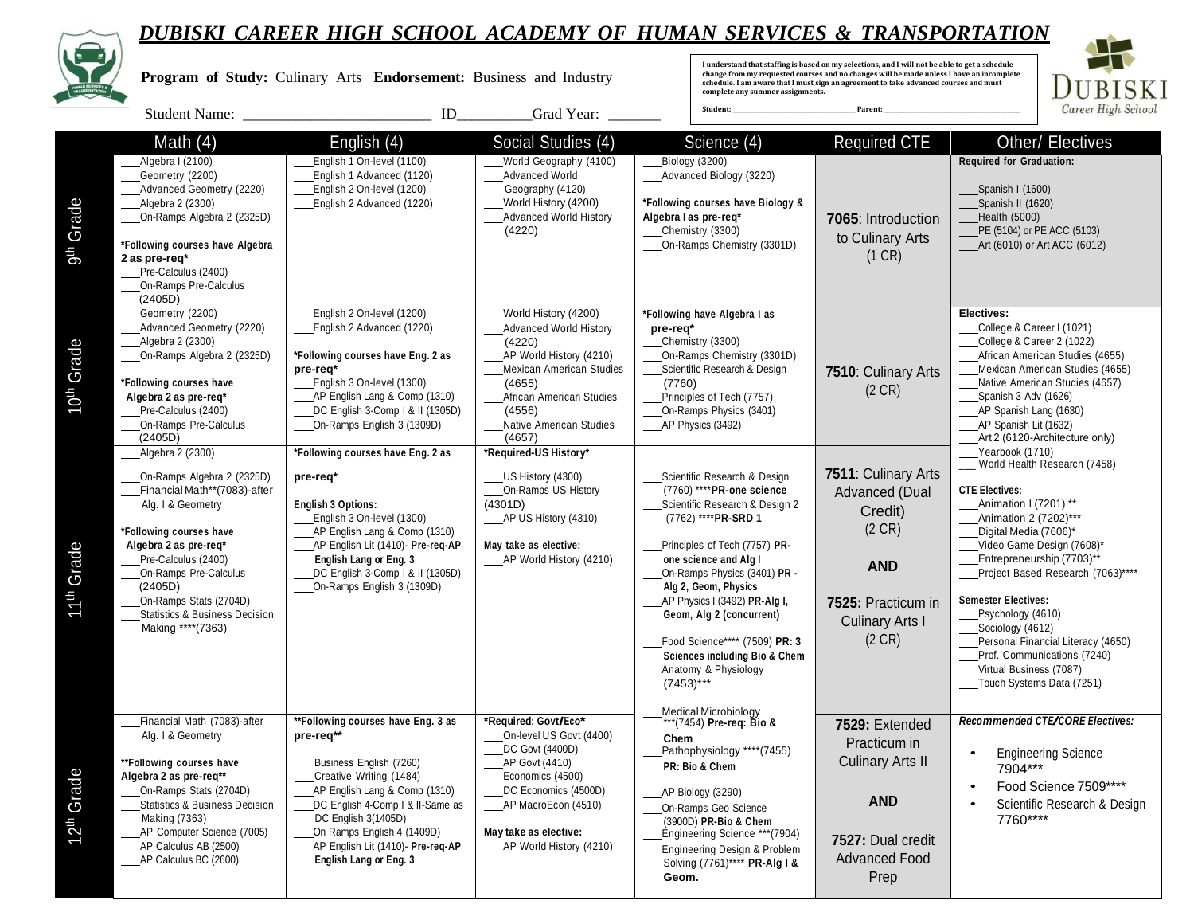# DUBISKI CAREER HIGH SCHOOL ACADEMY OF HUMAN SERVICES & TRANSPORTATION

**Program of Study:** Culinary Arts **Endorsement:** Business and Industry

Student Name: _________________________ ID_________Grad Year: _______

I understand that staffing is based on my selections, and I will not be able to get a schedule change from my requested courses and no changes will be made unless I have an incomplete schedule. I am aware that I must sign an agreement to take advanced courses and must complete any summer assignments.

Student: ______________________________ Parent: ______________________________

| | Math (4) | English (4) | Social Studies (4) | Science (4) | Required CTE | Other/ Electives |
|---|---|---|---|---|---|---|
| 9th Grade | ___Algebra I (2100)<br>___Geometry (2200)<br>___Advanced Geometry (2220)<br>___Algebra 2 (2300)<br>___On-Ramps Algebra 2 (2325D)<br><br>**\*Following courses have Algebra 2 as pre-req\***<br>___Pre-Calculus (2400)<br>___On-Ramps Pre-Calculus (2405D) | ___English 1 On-level (1100)<br>___English 1 Advanced (1120)<br>___English 2 On-level (1200)<br>___English 2 Advanced (1220) | ___World Geography (4100)<br>___Advanced World Geography (4120)<br>___World History (4200)<br>___Advanced World History (4220) | ___Biology (3200)<br>___Advanced Biology (3220)<br><br>**\*Following courses have Biology & Algebra I as pre-req\***<br>___Chemistry (3300)<br>___On-Ramps Chemistry (3301D) | **7065**: Introduction to Culinary Arts (1 CR) | **Required for Graduation:**<br><br>___Spanish I (1600)<br>___Spanish II (1620)<br>___Health (5000)<br>___PE (5104) or PE ACC (5103)<br>___Art (6010) or Art ACC (6012) |
| 10th Grade | ___Geometry (2200)<br>___Advanced Geometry (2220)<br>___Algebra 2 (2300)<br>___On-Ramps Algebra 2 (2325D)<br><br>**\*Following courses have Algebra 2 as pre-req\***<br>___Pre-Calculus (2400)<br>___On-Ramps Pre-Calculus (2405D) | ___English 2 On-level (1200)<br>___English 2 Advanced (1220)<br><br>**\*Following courses have Eng. 2 as pre-req\***<br>___English 3 On-level (1300)<br>___AP English Lang & Comp (1310)<br>___DC English 3-Comp I & II (1305D)<br>___On-Ramps English 3 (1309D) | ___World History (4200)<br>___Advanced World History (4220)<br>___AP World History (4210)<br>___Mexican American Studies (4655)<br>___African American Studies (4556)<br>___Native American Studies (4657) | **\*Following have Algebra I as pre-req\***<br>___Chemistry (3300)<br>___On-Ramps Chemistry (3301D)<br>___Scientific Research & Design (7760)<br>___Principles of Tech (7757)<br>___On-Ramps Physics (3401)<br>___AP Physics (3492) | **7510**: Culinary Arts (2 CR) | **Electives:**<br>___College & Career I (1021)<br>___College & Career 2 (1022)<br>___African American Studies (4655)<br>___Mexican American Studies (4655)<br>___Native American Studies (4657)<br>___Spanish 3 Adv (1626)<br>___AP Spanish Lang (1630)<br>___AP Spanish Lit (1632)<br>___Art 2 (6120-Architecture only)<br>___Yearbook (1710)<br>___World Health Research (7458)<br><br>**CTE Electives:**<br>___Animation I (7201) \*\*<br>___Animation 2 (7202)\*\*\*<br>___Digital Media (7606)\*<br>___Video Game Design (7608)\*<br>___Entrepreneurship (7703)\*\*<br>___Project Based Research (7063)\*\*\*\*<br><br>**Semester Electives:**<br>___Psychology (4610)<br>___Sociology (4612)<br>___Personal Financial Literacy (4650)<br>___Prof. Communications (7240)<br>___Virtual Business (7087)<br>___Touch Systems Data (7251) |
| 11th Grade | ___Algebra 2 (2300)<br><br>___On-Ramps Algebra 2 (2325D)<br>___Financial Math\*\*(7083)-after Alg. I & Geometry<br><br>**\*Following courses have Algebra 2 as pre-req\***<br>___Pre-Calculus (2400)<br>___On-Ramps Pre-Calculus (2405D)<br>___On-Ramps Stats (2704D)<br>___Statistics & Business Decision Making \*\*\*\*(7363) | **\*Following courses have Eng. 2 as pre-req\***<br><br>**English 3 Options:**<br>___English 3 On-level (1300)<br>___AP English Lang & Comp (1310)<br>___AP English Lit (1410)- **Pre-req-AP English Lang or Eng. 3**<br>___DC English 3-Comp I & II (1305D)<br>___On-Ramps English 3 (1309D) | **\*Required-US History\***<br><br>___US History (4300)<br>___On-Ramps US History (4301D)<br>___AP US History (4310)<br><br>**May take as elective:**<br>___AP World History (4210) | ___Scientific Research & Design (7760) \*\*\*\***PR-one science**<br>___Scientific Research & Design 2 (7762) \*\*\*\***PR-SRD 1**<br><br>___Principles of Tech (7757) **PR-one science and Alg I**<br>___On-Ramps Physics (3401) **PR - Alg 2, Geom, Physics**<br>___AP Physics I (3492) **PR-Alg I, Geom, Alg 2 (concurrent)**<br><br>___Food Science\*\*\*\* (7509) **PR: 3 Sciences including Bio & Chem**<br>___Anatomy & Physiology (7453)\*\*\*<br><br>___Medical Microbiology \*\*\*(7454) **Pre-req: Bio & Chem**<br>___Pathophysiology \*\*\*\*(7455) **PR: Bio & Chem**<br><br>___AP Biology (3290)<br>___On-Ramps Geo Science (3900D) **PR-Bio & Chem**<br>___Engineering Science \*\*\*(7904)<br>___Engineering Design & Problem Solving (7761)\*\*\*\* **PR-Alg I & Geom.** | **7511**: Culinary Arts Advanced (Dual Credit) (2 CR)<br><br>**AND**<br><br>**7525**: Practicum in Culinary Arts I (2 CR) | |
| 12th Grade | ___Financial Math (7083)-after Alg. I & Geometry<br><br>**\*\*Following courses have Algebra 2 as pre-req\*\***<br>___On-Ramps Stats (2704D)<br>___Statistics & Business Decision Making (7363)<br>___AP Computer Science (7005)<br>___AP Calculus AB (2500)<br>___AP Calculus BC (2600) | **\*\*Following courses have Eng. 3 as pre-req\*\***<br><br>___Business English (7260)<br>___Creative Writing (1484)<br>___AP English Lang & Comp (1310)<br>___DC English 4-Comp I & II-Same as DC English 3(1405D)<br>___On Ramps English 4 (1409D)<br>___AP English Lit (1410)- **Pre-req-AP English Lang or Eng. 3** | **\*Required: Govt/Eco\***<br>___On-level US Govt (4400)<br>___DC Govt (4400D)<br>___AP Govt (4410)<br>___Economics (4500)<br>___DC Economics (4500D)<br>___AP MacroEcon (4510)<br><br>**May take as elective:**<br>___AP World History (4210) | | **7529**: Extended Practicum in Culinary Arts II<br><br>**AND**<br><br>**7527**: Dual credit Advanced Food Prep | ***Recommended CTE/CORE Electives:***<br><br>• Engineering Science 7904\*\*\*<br>• Food Science 7509\*\*\*\*<br>• Scientific Research & Design 7760\*\*\*\* |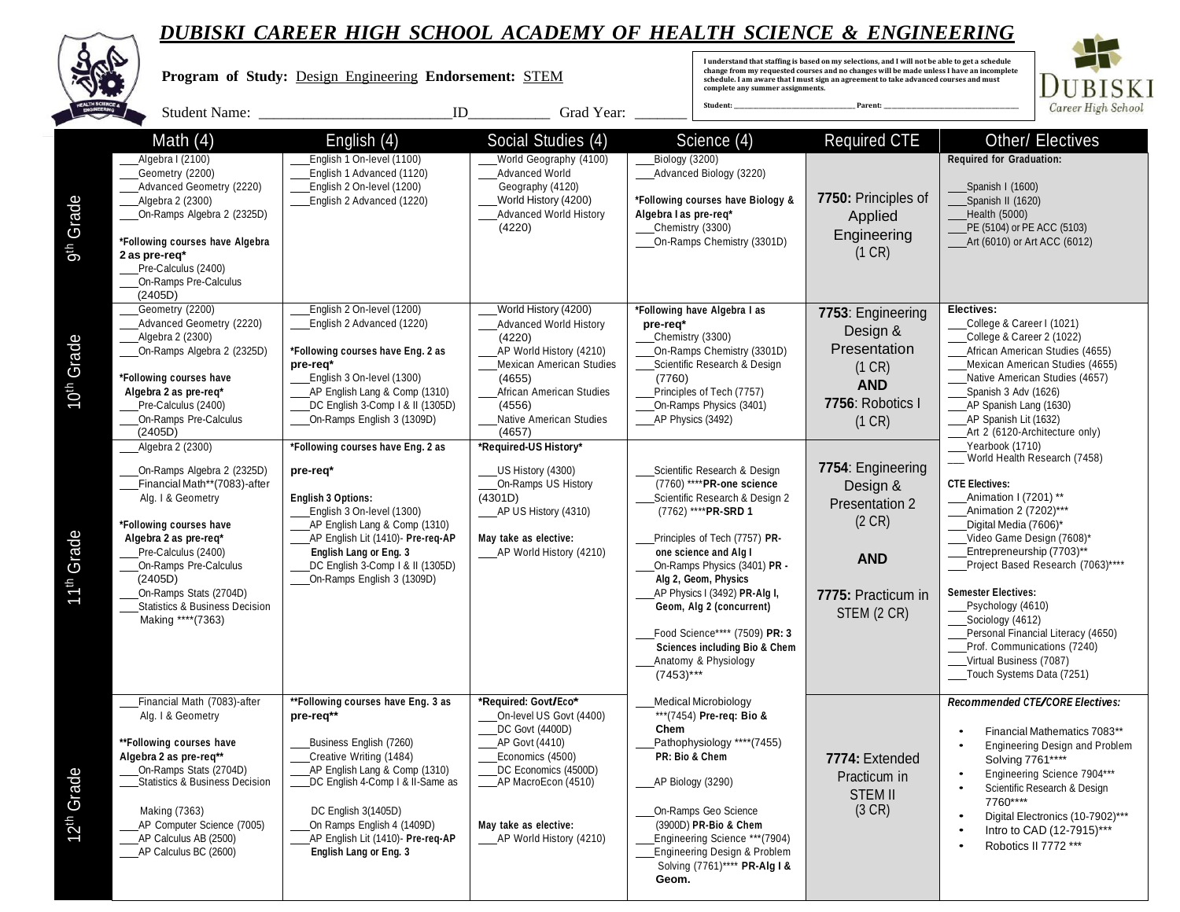# DUBISKI CAREER HIGH SCHOOL ACADEMY OF HEALTH SCIENCE & ENGINEERING

**Program of Study:** Design Engineering **Endorsement:** STEM

Student Name: ___________________________ID___________ Grad Year: _______

I understand that staffing is based on my selections, and I will not be able to get a schedule change from my requested courses and no changes will be made unless I have an incomplete schedule. I am aware that I must sign an agreement to take advanced courses and must complete any summer assignments.

Student: ______________________________ Parent: ______________________________

DUBISKI Career High School

| | Math (4) | English (4) | Social Studies (4) | Science (4) | Required CTE | Other/ Electives |
|---|---|---|---|---|---|---|
| 9th Grade | ___Algebra I (2100)<br>___Geometry (2200)<br>___Advanced Geometry (2220)<br>___Algebra 2 (2300)<br>___On-Ramps Algebra 2 (2325D)<br><br>**\*Following courses have Algebra 2 as pre-req\***<br>___Pre-Calculus (2400)<br>___On-Ramps Pre-Calculus (2405D) | ___English 1 On-level (1100)<br>___English 1 Advanced (1120)<br>___English 2 On-level (1200)<br>___English 2 Advanced (1220) | ___World Geography (4100)<br>___Advanced World Geography (4120)<br>___World History (4200)<br>___Advanced World History (4220) | ___Biology (3200)<br>___Advanced Biology (3220)<br><br>**\*Following courses have Biology & Algebra I as pre-req\***<br>___Chemistry (3300)<br>___On-Ramps Chemistry (3301D) | **7750:** Principles of Applied Engineering (1 CR) | **Required for Graduation:**<br><br>___Spanish I (1600)<br>___Spanish II (1620)<br>___Health (5000)<br>___PE (5104) or PE ACC (5103)<br>___Art (6010) or Art ACC (6012) |
| 10th Grade | ___Geometry (2200)<br>___Advanced Geometry (2220)<br>___Algebra 2 (2300)<br>___On-Ramps Algebra 2 (2325D)<br><br>**\*Following courses have Algebra 2 as pre-req\***<br>___Pre-Calculus (2400)<br>___On-Ramps Pre-Calculus (2405D) | ___English 2 On-level (1200)<br>___English 2 Advanced (1220)<br><br>**\*Following courses have Eng. 2 as pre-req\***<br>___English 3 On-level (1300)<br>___AP English Lang & Comp (1310)<br>___DC English 3-Comp I & II (1305D)<br>___On-Ramps English 3 (1309D) | ___World History (4200)<br>___Advanced World History (4220)<br>___AP World History (4210)<br>___Mexican American Studies (4655)<br>___African American Studies (4556)<br>___Native American Studies (4657) | **\*Following have Algebra I as pre-req\***<br>___Chemistry (3300)<br>___On-Ramps Chemistry (3301D)<br>___Scientific Research & Design (7760)<br>___Principles of Tech (7757)<br>___On-Ramps Physics (3401)<br>___AP Physics (3492) | **7753**: Engineering Design & Presentation (1 CR)<br>**AND**<br>**7756**: Robotics I (1 CR) | **Electives:**<br>___College & Career I (1021)<br>___College & Career 2 (1022)<br>___African American Studies (4655)<br>___Mexican American Studies (4655)<br>___Native American Studies (4657)<br>___Spanish 3 Adv (1626)<br>___AP Spanish Lang (1630)<br>___AP Spanish Lit (1632)<br>___Art 2 (6120-Architecture only)<br>___Yearbook (1710)<br>___World Health Research (7458)<br><br>**CTE Electives:**<br>___Animation I (7201) \*\*<br>___Animation 2 (7202)\*\*\*<br>___Digital Media (7606)\*<br>___Video Game Design (7608)\*<br>___Entrepreneurship (7703)\*\*<br>___Project Based Research (7063)\*\*\*\*<br><br>**Semester Electives:**<br>___Psychology (4610)<br>___Sociology (4612)<br>___Personal Financial Literacy (4650)<br>___Prof. Communications (7240)<br>___Virtual Business (7087)<br>___Touch Systems Data (7251) |
| 11th Grade | ___Algebra 2 (2300)<br><br>___On-Ramps Algebra 2 (2325D)<br>___Financial Math\*\*(7083)-after Alg. I & Geometry<br><br>**\*Following courses have Algebra 2 as pre-req\***<br>___Pre-Calculus (2400)<br>___On-Ramps Pre-Calculus (2405D)<br>___On-Ramps Stats (2704D)<br>___Statistics & Business Decision Making \*\*\*\*(7363) | **\*Following courses have Eng. 2 as pre-req\***<br><br>**English 3 Options:**<br>___English 3 On-level (1300)<br>___AP English Lang & Comp (1310)<br>___AP English Lit (1410)- **Pre-req-AP English Lang or Eng. 3**<br>___DC English 3-Comp I & II (1305D)<br>___On-Ramps English 3 (1309D) | **\*Required-US History\***<br><br>___US History (4300)<br>___On-Ramps US History (4301D)<br>___AP US History (4310)<br><br>**May take as elective:**<br>___AP World History (4210) | ___Scientific Research & Design (7760) \*\*\*\***PR-one science**<br>___Scientific Research & Design 2 (7762) \*\*\*\***PR-SRD 1**<br><br>___Principles of Tech (7757) **PR-one science and Alg I**<br>___On-Ramps Physics (3401) **PR - Alg 2, Geom, Physics**<br>___AP Physics I (3492) **PR-Alg I, Geom, Alg 2 (concurrent)**<br><br>___Food Science\*\*\*\* (7509) **PR: 3 Sciences including Bio & Chem**<br>___Anatomy & Physiology (7453)\*\*\* | **7754**: Engineering Design & Presentation 2 (2 CR)<br><br>**AND**<br><br>**7775:** Practicum in STEM (2 CR) | |
| 12th Grade | ___Financial Math (7083)-after Alg. I & Geometry<br><br>**\*\*Following courses have Algebra 2 as pre-req\*\***<br>___On-Ramps Stats (2704D)<br>___Statistics & Business Decision Making (7363)<br>___AP Computer Science (7005)<br>___AP Calculus AB (2500)<br>___AP Calculus BC (2600) | **\*\*Following courses have Eng. 3 as pre-req\*\***<br><br>___Business English (7260)<br>___Creative Writing (1484)<br>___AP English Lang & Comp (1310)<br>___DC English 4-Comp I & II-Same as DC English 3(1405D)<br>___On Ramps English 4 (1409D)<br>___AP English Lit (1410)- **Pre-req-AP English Lang or Eng. 3** | **\*Required: Govt/Eco\***<br>___On-level US Govt (4400)<br>___DC Govt (4400D)<br>___AP Govt (4410)<br>___Economics (4500)<br>___DC Economics (4500D)<br>___AP MacroEcon (4510)<br><br>**May take as elective:**<br>___AP World History (4210) | ___Medical Microbiology \*\*\*(7454) **Pre-req: Bio & Chem**<br>___Pathophysiology \*\*\*\*(7455) **PR: Bio & Chem**<br><br>___AP Biology (3290)<br><br>___On-Ramps Geo Science (3900D) **PR-Bio & Chem**<br>___Engineering Science \*\*\*(7904)<br>___Engineering Design & Problem Solving (7761)\*\*\*\* **PR-Alg I & Geom.** | **7774:** Extended Practicum in STEM II (3 CR) | ***Recommended CTE/CORE Electives:***<br><br>• Financial Mathematics 7083\*\*<br>• Engineering Design and Problem Solving 7761\*\*\*\*<br>• Engineering Science 7904\*\*\*<br>• Scientific Research & Design 7760\*\*\*\*<br>• Digital Electronics (10-7902)\*\*\*<br>• Intro to CAD (12-7915)\*\*\*<br>• Robotics II 7772 \*\*\* |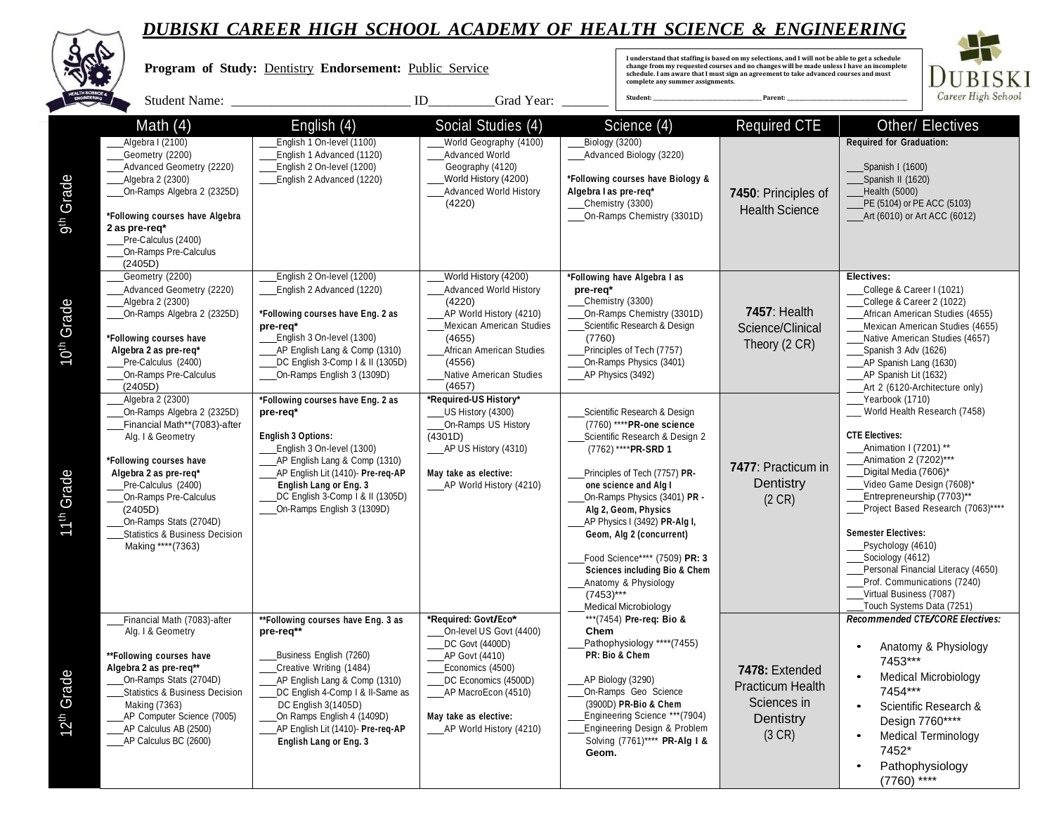# DUBISKI CAREER HIGH SCHOOL ACADEMY OF HEALTH SCIENCE & ENGINEERING

**Program of Study:** Dentistry **Endorsement:** Public Service

Student Name: ___________________________ ID__________Grad Year: _______

I understand that staffing is based on my selections, and I will not be able to get a schedule change from my requested courses and no changes will be made unless I have an incomplete schedule. I am aware that I must sign an agreement to take advanced courses and must complete any summer assignments.

Student: ______________________________ Parent: ______________________________

| | Math (4) | English (4) | Social Studies (4) | Science (4) | Required CTE | Other/ Electives |
|---|---|---|---|---|---|---|
| 9th Grade | ___Algebra I (2100)<br>___Geometry (2200)<br>___Advanced Geometry (2220)<br>___Algebra 2 (2300)<br>___On-Ramps Algebra 2 (2325D)<br><br>**\*Following courses have Algebra 2 as pre-req\***<br>___Pre-Calculus (2400)<br>___On-Ramps Pre-Calculus (2405D) | ___English 1 On-level (1100)<br>___English 1 Advanced (1120)<br>___English 2 On-level (1200)<br>___English 2 Advanced (1220) | ___World Geography (4100)<br>___Advanced World Geography (4120)<br>___World History (4200)<br>___Advanced World History (4220) | ___Biology (3200)<br>___Advanced Biology (3220)<br><br>**\*Following courses have Biology & Algebra I as pre-req\***<br>___Chemistry (3300)<br>___On-Ramps Chemistry (3301D) | **7450**: Principles of Health Science | **Required for Graduation:**<br><br>___Spanish I (1600)<br>___Spanish II (1620)<br>___Health (5000)<br>___PE (5104) or PE ACC (5103)<br>___Art (6010) or Art ACC (6012) |
| 10th Grade | ___Geometry (2200)<br>___Advanced Geometry (2220)<br>___Algebra 2 (2300)<br>___On-Ramps Algebra 2 (2325D)<br><br>**\*Following courses have Algebra 2 as pre-req\***<br>___Pre-Calculus (2400)<br>___On-Ramps Pre-Calculus (2405D) | ___English 2 On-level (1200)<br>___English 2 Advanced (1220)<br><br>**\*Following courses have Eng. 2 as pre-req\***<br>___English 3 On-level (1300)<br>___AP English Lang & Comp (1310)<br>___DC English 3-Comp I & II (1305D)<br>___On-Ramps English 3 (1309D) | ___World History (4200)<br>___Advanced World History (4220)<br>___AP World History (4210)<br>___Mexican American Studies (4655)<br>___African American Studies (4556)<br>___Native American Studies (4657) | **\*Following have Algebra I as pre-req\***<br>___Chemistry (3300)<br>___On-Ramps Chemistry (3301D)<br>___Scientific Research & Design (7760)<br>___Principles of Tech (7757)<br>___On-Ramps Physics (3401)<br>___AP Physics (3492) | **7457**: Health Science/Clinical Theory (2 CR) | **Electives:**<br>___College & Career I (1021)<br>___College & Career 2 (1022)<br>___African American Studies (4655)<br>___Mexican American Studies (4655)<br>___Native American Studies (4657)<br>___Spanish 3 Adv (1626)<br>___AP Spanish Lang (1630)<br>___AP Spanish Lit (1632)<br>___Art 2 (6120-Architecture only)<br>___Yearbook (1710)<br>___ World Health Research (7458)<br><br>**CTE Electives:**<br>___Animation I (7201) \*\*<br>___Animation 2 (7202)\*\*\*<br>___Digital Media (7606)\*<br>___Video Game Design (7608)\*<br>___Entrepreneurship (7703)\*\*<br>___Project Based Research (7063)\*\*\*\*<br><br>**Semester Electives:**<br>___Psychology (4610)<br>___Sociology (4612)<br>___Personal Financial Literacy (4650)<br>___Prof. Communications (7240)<br>___Virtual Business (7087)<br>___Touch Systems Data (7251) |
| 11th Grade | ___Algebra 2 (2300)<br>___On-Ramps Algebra 2 (2325D)<br>___Financial Math\*\*(7083)-after Alg. I & Geometry<br><br>**\*Following courses have Algebra 2 as pre-req\***<br>___Pre-Calculus (2400)<br>___On-Ramps Pre-Calculus (2405D)<br>___On-Ramps Stats (2704D)<br>___Statistics & Business Decision Making \*\*\*\*(7363) | **\*Following courses have Eng. 2 as pre-req\***<br><br>**English 3 Options:**<br>___English 3 On-level (1300)<br>___AP English Lang & Comp (1310)<br>___AP English Lit (1410)- **Pre-req-AP English Lang or Eng. 3**<br>___DC English 3-Comp I & II (1305D)<br>___On-Ramps English 3 (1309D) | **\*Required-US History\***<br>___US History (4300)<br>___On-Ramps US History (4301D)<br>___AP US History (4310)<br><br>**May take as elective:**<br>___AP World History (4210) | ___Scientific Research & Design (7760) \*\*\*\***PR-one science**<br>___Scientific Research & Design 2 (7762) \*\*\*\***PR-SRD 1**<br><br>___Principles of Tech (7757) **PR-one science and Alg I**<br>___On-Ramps Physics (3401) **PR - Alg 2, Geom, Physics**<br>___AP Physics I (3492) **PR-Alg I, Geom, Alg 2 (concurrent)**<br><br>___Food Science\*\*\*\* (7509) **PR: 3 Sciences including Bio & Chem**<br>___Anatomy & Physiology (7453)\*\*\*<br>___Medical Microbiology \*\*\*(7454) **Pre-req: Bio & Chem**<br>___Pathophysiology \*\*\*\*(7455) **PR: Bio & Chem**<br><br>___AP Biology (3290)<br>___On-Ramps Geo Science (3900D) **PR-Bio & Chem**<br>___Engineering Science \*\*\*(7904)<br>___Engineering Design & Problem Solving (7761)\*\*\*\* **PR-Alg I & Geom.** | **7477**: Practicum in Dentistry (2 CR) | |
| 12th Grade | ___Financial Math (7083)-after Alg. I & Geometry<br><br>**\*\*Following courses have Algebra 2 as pre-req\*\***<br>___On-Ramps Stats (2704D)<br>___Statistics & Business Decision Making (7363)<br>___AP Computer Science (7005)<br>___AP Calculus AB (2500)<br>___AP Calculus BC (2600) | **\*\*Following courses have Eng. 3 as pre-req\*\***<br><br>___Business English (7260)<br>___Creative Writing (1484)<br>___AP English Lang & Comp (1310)<br>___DC English 4-Comp I & II-Same as DC English 3(1405D)<br>___On Ramps English 4 (1409D)<br>___AP English Lit (1410)- **Pre-req-AP English Lang or Eng. 3** | **\*Required: Govt/Eco\***<br>___On-level US Govt (4400)<br>___DC Govt (4400D)<br>___AP Govt (4410)<br>___Economics (4500)<br>___DC Economics (4500D)<br>___AP MacroEcon (4510)<br><br>**May take as elective:**<br>___AP World History (4210) | | **7478:** Extended Practicum Health Sciences in Dentistry (3 CR) | ***Recommended CTE/CORE Electives:***<br><br>• Anatomy & Physiology 7453\*\*\*<br>• Medical Microbiology 7454\*\*\*<br>• Scientific Research & Design 7760\*\*\*\*<br>• Medical Terminology 7452\*<br>• Pathophysiology (7760) \*\*\*\* |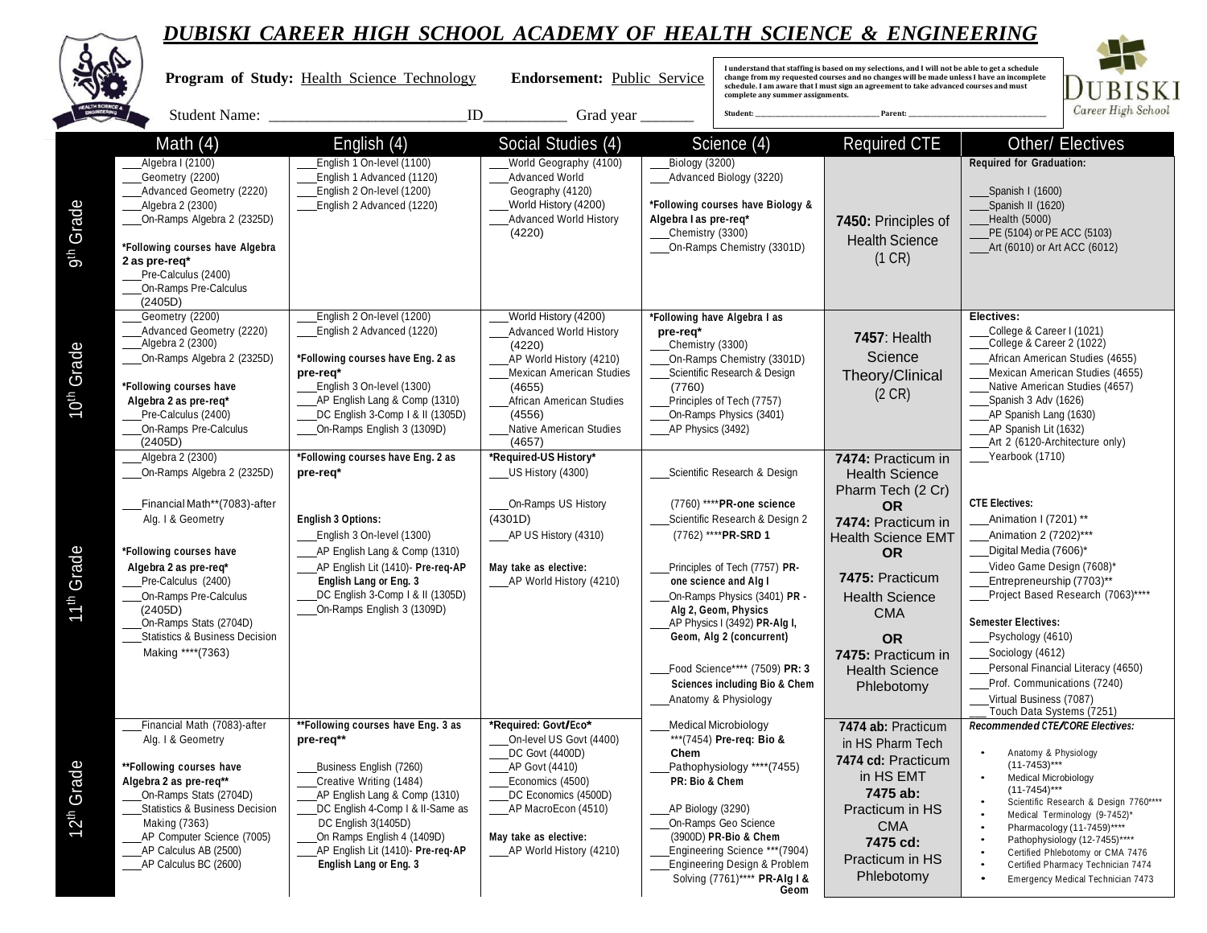# DUBISKI CAREER HIGH SCHOOL ACADEMY OF HEALTH SCIENCE & ENGINEERING

**Program of Study:** Health Science Technology **Endorsement:** Public Service

Student Name: ____________________________ID___________ Grad year _______

I understand that staffing is based on my selections, and I will not be able to get a schedule change from my requested courses and no changes will be made unless I have an incomplete schedule. I am aware that I must sign an agreement to take advanced courses and must complete any summer assignments.

Student: ____________________ Parent: ____________________

| | Math (4) | English (4) | Social Studies (4) | Science (4) | Required CTE | Other/ Electives |
|---|---|---|---|---|---|---|
| 9th Grade | ___Algebra I (2100)<br>___Geometry (2200)<br>___Advanced Geometry (2220)<br>___Algebra 2 (2300)<br>___On-Ramps Algebra 2 (2325D)<br><br>**\*Following courses have Algebra 2 as pre-req\***<br>___Pre-Calculus (2400)<br>___On-Ramps Pre-Calculus (2405D) | ___English 1 On-level (1100)<br>___English 1 Advanced (1120)<br>___English 2 On-level (1200)<br>___English 2 Advanced (1220) | ___World Geography (4100)<br>___Advanced World Geography (4120)<br>___World History (4200)<br>___Advanced World History (4220) | ___Biology (3200)<br>___Advanced Biology (3220)<br><br>**\*Following courses have Biology & Algebra I as pre-req\***<br>___Chemistry (3300)<br>___On-Ramps Chemistry (3301D) | **7450:** Principles of Health Science (1 CR) | **Required for Graduation:**<br><br>___Spanish I (1600)<br>___Spanish II (1620)<br>___Health (5000)<br>___PE (5104) or PE ACC (5103)<br>___Art (6010) or Art ACC (6012) |
| 10th Grade | ___Geometry (2200)<br>___Advanced Geometry (2220)<br>___Algebra 2 (2300)<br>___On-Ramps Algebra 2 (2325D)<br><br>**\*Following courses have Algebra 2 as pre-req\***<br>___Pre-Calculus (2400)<br>___On-Ramps Pre-Calculus (2405D) | ___English 2 On-level (1200)<br>___English 2 Advanced (1220)<br><br>**\*Following courses have Eng. 2 as pre-req\***<br>___English 3 On-level (1300)<br>___AP English Lang & Comp (1310)<br>___DC English 3-Comp I & II (1305D)<br>___On-Ramps English 3 (1309D) | ___World History (4200)<br>___Advanced World History (4220)<br>___AP World History (4210)<br>___Mexican American Studies (4655)<br>___African American Studies (4556)<br>___Native American Studies (4657) | **\*Following have Algebra I as pre-req\***<br>___Chemistry (3300)<br>___On-Ramps Chemistry (3301D)<br>___Scientific Research & Design (7760)<br>___Principles of Tech (7757)<br>___On-Ramps Physics (3401)<br>___AP Physics (3492) | **7457**: Health Science Theory/Clinical (2 CR) | **Electives:**<br>___College & Career I (1021)<br>___College & Career 2 (1022)<br>___African American Studies (4655)<br>___Mexican American Studies (4655)<br>___Native American Studies (4657)<br>___Spanish 3 Adv (1626)<br>___AP Spanish Lang (1630)<br>___AP Spanish Lit (1632)<br>___Art 2 (6120-Architecture only)<br>___Yearbook (1710) |
| 11th Grade | ___Algebra 2 (2300)<br>___On-Ramps Algebra 2 (2325D)<br><br>___Financial Math\*\*(7083)-after Alg. I & Geometry<br><br>**\*Following courses have Algebra 2 as pre-req\***<br>___Pre-Calculus (2400)<br>___On-Ramps Pre-Calculus (2405D)<br>___On-Ramps Stats (2704D)<br>___Statistics & Business Decision Making \*\*\*\*(7363) | **\*Following courses have Eng. 2 as pre-req\***<br><br>**English 3 Options:**<br>___English 3 On-level (1300)<br>___AP English Lang & Comp (1310)<br>___AP English Lit (1410)- **Pre-req-AP English Lang or Eng. 3**<br>___DC English 3-Comp I & II (1305D)<br>___On-Ramps English 3 (1309D) | **\*Required-US History\***<br>___US History (4300)<br><br>___On-Ramps US History (4301D)<br>___AP US History (4310)<br><br>**May take as elective:**<br>___AP World History (4210) | ___Scientific Research & Design (7760) \*\*\*\***PR-one science**<br>___Scientific Research & Design 2 (7762) \*\*\*\***PR-SRD 1**<br><br>___Principles of Tech (7757) **PR-one science and Alg I**<br>___On-Ramps Physics (3401) **PR - Alg 2, Geom, Physics**<br>___AP Physics I (3492) **PR-Alg I, Geom, Alg 2 (concurrent)**<br><br>___Food Science\*\*\*\* (7509) **PR: 3 Sciences including Bio & Chem**<br>___Anatomy & Physiology | **7474:** Practicum in Health Science Pharm Tech (2 Cr)<br>**OR**<br>**7474:** Practicum in Health Science EMT<br>**OR**<br>**7475:** Practicum Health Science CMA<br>**OR**<br>**7475:** Practicum in Health Science Phlebotomy | **CTE Electives:**<br>___Animation I (7201) \*\*<br>___Animation 2 (7202)\*\*\*<br>___Digital Media (7606)\*<br>___Video Game Design (7608)\*<br>___Entrepreneurship (7703)\*\*<br>___Project Based Research (7063)\*\*\*\*<br><br>**Semester Electives:**<br>___Psychology (4610)<br>___Sociology (4612)<br>___Personal Financial Literacy (4650)<br>___Prof. Communications (7240)<br>___Virtual Business (7087)<br>___Touch Data Systems (7251) |
| 12th Grade | ___Financial Math (7083)-after Alg. I & Geometry<br><br>**\*\*Following courses have Algebra 2 as pre-req\*\***<br>___On-Ramps Stats (2704D)<br>___Statistics & Business Decision Making (7363)<br>___AP Computer Science (7005)<br>___AP Calculus AB (2500)<br>___AP Calculus BC (2600) | **\*\*Following courses have Eng. 3 as pre-req\*\***<br><br>___Business English (7260)<br>___Creative Writing (1484)<br>___AP English Lang & Comp (1310)<br>___DC English 4-Comp I & II-Same as DC English 3(1405D)<br>___On Ramps English 4 (1409D)<br>___AP English Lit (1410)- **Pre-req-AP English Lang or Eng. 3** | **\*Required: Govt/Eco\***<br>___On-level US Govt (4400)<br>___DC Govt (4400D)<br>___AP Govt (4410)<br>___Economics (4500)<br>___DC Economics (4500D)<br>___AP MacroEcon (4510)<br><br>**May take as elective:**<br>___AP World History (4210) | ___Medical Microbiology \*\*\*(7454) **Pre-req: Bio & Chem**<br>___Pathophysiology \*\*\*\*(7455) **PR: Bio & Chem**<br><br>___AP Biology (3290)<br>___On-Ramps Geo Science (3900D) **PR-Bio & Chem**<br>___Engineering Science \*\*\*(7904)<br>___Engineering Design & Problem Solving (7761)\*\*\*\* **PR-Alg I & Geom** | **7474 ab:** Practicum in HS Pharm Tech<br>**7474 cd:** Practicum in HS EMT<br>**7475 ab:** Practicum in HS CMA<br>**7475 cd:** Practicum in HS Phlebotomy | ***Recommended CTE/CORE Electives:***<br>• Anatomy & Physiology (11-7453)\*\*\*<br>• Medical Microbiology (11-7454)\*\*\*<br>• Scientific Research & Design 7760\*\*\*\*<br>• Medical Terminology (9-7452)\*<br>• Pharmacology (11-7459)\*\*\*\*<br>• Pathophysiology (12-7455)\*\*\*\*<br>• Certified Phlebotomy or CMA 7476<br>• Certified Pharmacy Technician 7474<br>• Emergency Medical Technician 7473 |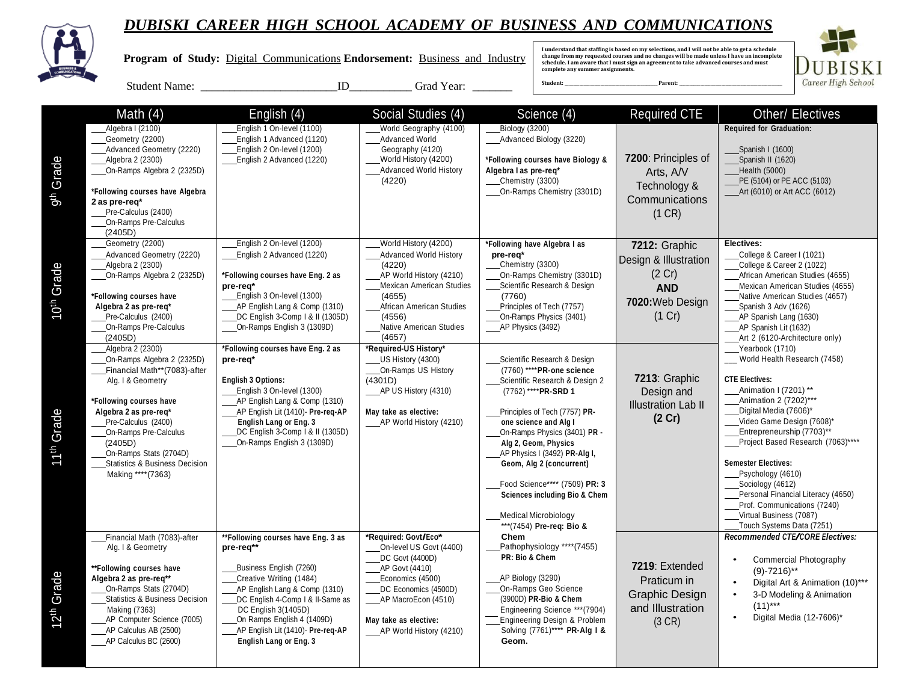# DUBISKI CAREER HIGH SCHOOL ACADEMY OF BUSINESS AND COMMUNICATIONS

**Program of Study:** Digital Communications **Endorsement:** Business and Industry

Student Name: ________________________ ID__________ Grad Year: _______

I understand that staffing is based on my selections, and I will not be able to get a schedule change from my requested courses and no changes will be made unless I have an incomplete schedule. I am aware that I must sign an agreement to take advanced courses and must complete any summer assignments.

Student: ______________________ Parent: ______________________

DUBISKI Career High School

| | Math (4) | English (4) | Social Studies (4) | Science (4) | Required CTE | Other/ Electives |
|---|---|---|---|---|---|---|
| 9th Grade | ___Algebra I (2100)<br>___Geometry (2200)<br>___Advanced Geometry (2220)<br>___Algebra 2 (2300)<br>___On-Ramps Algebra 2 (2325D)<br><br>**\*Following courses have Algebra 2 as pre-req\***<br>___Pre-Calculus (2400)<br>___On-Ramps Pre-Calculus (2405D) | ___English 1 On-level (1100)<br>___English 1 Advanced (1120)<br>___English 2 On-level (1200)<br>___English 2 Advanced (1220) | ___World Geography (4100)<br>___Advanced World Geography (4120)<br>___World History (4200)<br>___Advanced World History (4220) | ___Biology (3200)<br>___Advanced Biology (3220)<br><br>**\*Following courses have Biology & Algebra I as pre-req\***<br>___Chemistry (3300)<br>___On-Ramps Chemistry (3301D) | **7200**: Principles of Arts, A/V Technology & Communications (1 CR) | **Required for Graduation:**<br><br>___Spanish I (1600)<br>___Spanish II (1620)<br>___Health (5000)<br>___PE (5104) or PE ACC (5103)<br>___Art (6010) or Art ACC (6012) |
| 10th Grade | ___Geometry (2200)<br>___Advanced Geometry (2220)<br>___Algebra 2 (2300)<br>___On-Ramps Algebra 2 (2325D)<br><br>**\*Following courses have Algebra 2 as pre-req\***<br>___Pre-Calculus (2400)<br>___On-Ramps Pre-Calculus (2405D) | ___English 2 On-level (1200)<br>___English 2 Advanced (1220)<br><br>**\*Following courses have Eng. 2 as pre-req\***<br>___English 3 On-level (1300)<br>___AP English Lang & Comp (1310)<br>___DC English 3-Comp I & II (1305D)<br>___On-Ramps English 3 (1309D) | ___World History (4200)<br>___Advanced World History (4220)<br>___AP World History (4210)<br>___Mexican American Studies (4655)<br>___African American Studies (4556)<br>___Native American Studies (4657) | **\*Following have Algebra I as pre-req\***<br>___Chemistry (3300)<br>___On-Ramps Chemistry (3301D)<br>___Scientific Research & Design (7760)<br>___Principles of Tech (7757)<br>___On-Ramps Physics (3401)<br>___AP Physics (3492) | **7212:** Graphic Design & Illustration (2 Cr) **AND** **7020:**Web Design (1 Cr) | **Electives:**<br>___College & Career I (1021)<br>___College & Career 2 (1022)<br>___African American Studies (4655)<br>___Mexican American Studies (4655)<br>___Native American Studies (4657)<br>___Spanish 3 Adv (1626)<br>___AP Spanish Lang (1630)<br>___AP Spanish Lit (1632)<br>___Art 2 (6120-Architecture only)<br>___Yearbook (1710)<br>___World Health Research (7458)<br><br>**CTE Electives:**<br>___Animation I (7201) \*\*<br>___Animation 2 (7202)\*\*\*<br>___Digital Media (7606)\*<br>___Video Game Design (7608)\*<br>___Entrepreneurship (7703)\*\*<br>___Project Based Research (7063)\*\*\*\*<br><br>**Semester Electives:**<br>___Psychology (4610)<br>___Sociology (4612)<br>___Personal Financial Literacy (4650)<br>___Prof. Communications (7240)<br>___Virtual Business (7087)<br>___Touch Systems Data (7251) |
| 11th Grade | ___Algebra 2 (2300)<br>___On-Ramps Algebra 2 (2325D)<br>___Financial Math\*\*(7083)-after Alg. I & Geometry<br><br>**\*Following courses have Algebra 2 as pre-req\***<br>___Pre-Calculus (2400)<br>___On-Ramps Pre-Calculus (2405D)<br>___On-Ramps Stats (2704D)<br>___Statistics & Business Decision Making \*\*\*\*(7363) | **\*Following courses have Eng. 2 as pre-req\***<br><br>**English 3 Options:**<br>___English 3 On-level (1300)<br>___AP English Lang & Comp (1310)<br>___AP English Lit (1410)- **Pre-req-AP English Lang or Eng. 3**<br>___DC English 3-Comp I & II (1305D)<br>___On-Ramps English 3 (1309D) | **\*Required-US History\***<br>___US History (4300)<br>___On-Ramps US History (4301D)<br>___AP US History (4310)<br><br>**May take as elective:**<br>___AP World History (4210) | ___Scientific Research & Design (7760) \*\*\*\***PR-one science**<br>___Scientific Research & Design 2 (7762) \*\*\*\***PR-SRD 1**<br><br>___Principles of Tech (7757) **PR- one science and Alg I**<br>___On-Ramps Physics (3401) **PR - Alg 2, Geom, Physics**<br>___AP Physics I (3492) **PR-Alg I, Geom, Alg 2 (concurrent)**<br><br>___Food Science\*\*\*\* (7509) **PR: 3 Sciences including Bio & Chem**<br><br>___Medical Microbiology \*\*\*(7454) **Pre-req: Bio & Chem** | **7213**: Graphic Design and Illustration Lab II **(2 Cr)** | |
| 12th Grade | ___Financial Math (7083)-after Alg. I & Geometry<br><br>**\*\*Following courses have Algebra 2 as pre-req\*\***<br>___On-Ramps Stats (2704D)<br>___Statistics & Business Decision Making (7363)<br>___AP Computer Science (7005)<br>___AP Calculus AB (2500)<br>___AP Calculus BC (2600) | **\*\*Following courses have Eng. 3 as pre-req\*\***<br><br>___Business English (7260)<br>___Creative Writing (1484)<br>___AP English Lang & Comp (1310)<br>___DC English 4-Comp I & II-Same as DC English 3(1405D)<br>___On Ramps English 4 (1409D)<br>___AP English Lit (1410)- **Pre-req-AP English Lang or Eng. 3** | **\*Required: Govt/Eco\***<br>___On-level US Govt (4400)<br>___DC Govt (4400D)<br>___AP Govt (4410)<br>___Economics (4500)<br>___DC Economics (4500D)<br>___AP MacroEcon (4510)<br><br>**May take as elective:**<br>___AP World History (4210) | ___Pathophysiology \*\*\*\*(7455) **PR: Bio & Chem**<br><br>___AP Biology (3290)<br>___On-Ramps Geo Science (3900D) **PR-Bio & Chem**<br>___Engineering Science \*\*\*(7904)<br>___Engineering Design & Problem Solving (7761)\*\*\*\* **PR-Alg I & Geom.** | **7219**: Extended Practicum in Graphic Design and Illustration (3 CR) | ***Recommended CTE/CORE Electives:***<br><br>• Commercial Photography (9)-7216)\*\*<br>• Digital Art & Animation (10)\*\*\*<br>• 3-D Modeling & Animation (11)\*\*\*<br>• Digital Media (12-7606)\* |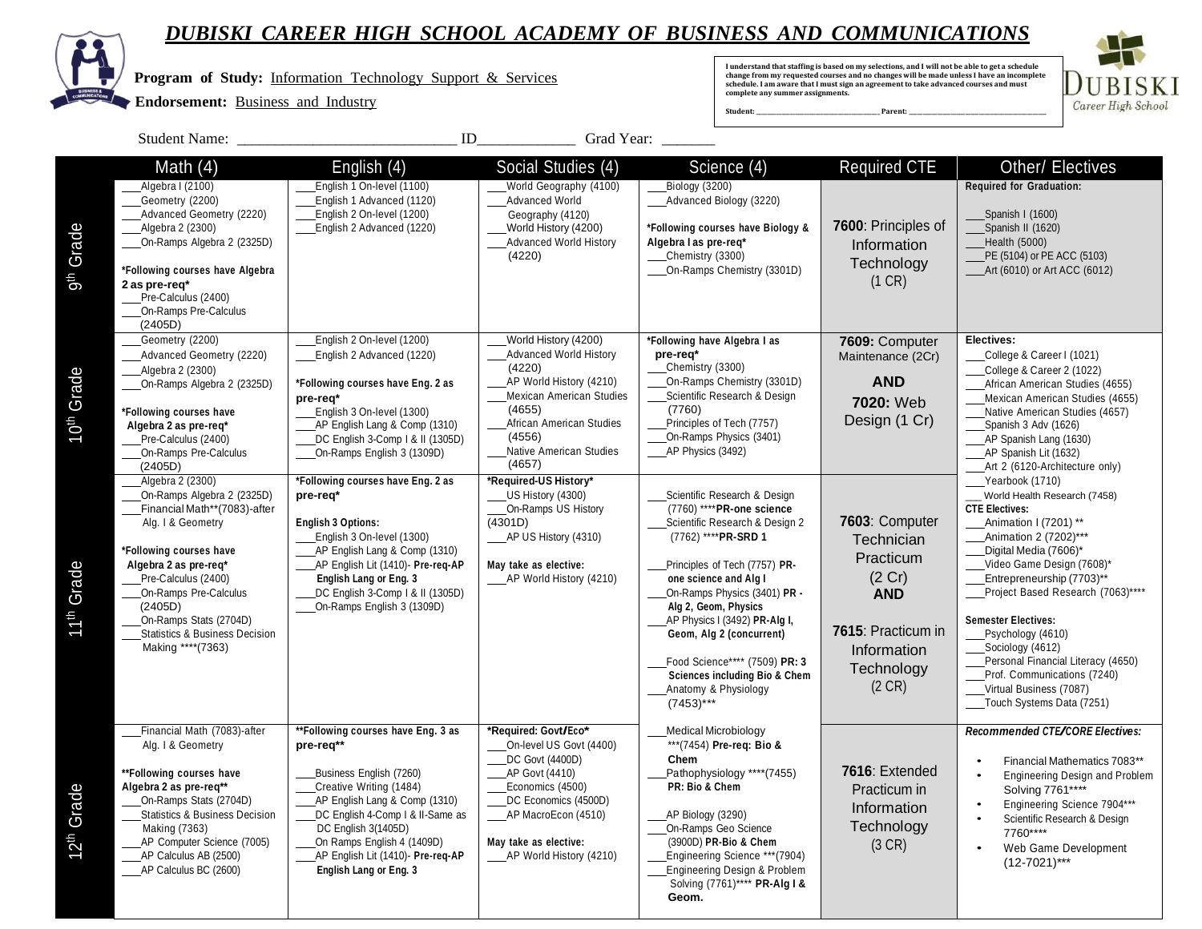# DUBISKI CAREER HIGH SCHOOL ACADEMY OF BUSINESS AND COMMUNICATIONS

**Program of Study:** Information Technology Support & Services

**Endorsement:** Business and Industry

I understand that staffing is based on my selections, and I will not be able to get a schedule change from my requested courses and no changes will be made unless I have an incomplete schedule. I am aware that I must sign an agreement to take advanced courses and must complete any summer assignments.

Student: ______________________ Parent: ______________________

Student Name: ______________________________ ID_____________ Grad Year: _______

| | Math (4) | English (4) | Social Studies (4) | Science (4) | Required CTE | Other/ Electives |
|---|---|---|---|---|---|---|
| 9th Grade | ___Algebra I (2100)<br>___Geometry (2200)<br>___Advanced Geometry (2220)<br>___Algebra 2 (2300)<br>___On-Ramps Algebra 2 (2325D)<br><br>**\*Following courses have Algebra 2 as pre-req\***<br>___Pre-Calculus (2400)<br>___On-Ramps Pre-Calculus (2405D) | ___English 1 On-level (1100)<br>___English 1 Advanced (1120)<br>___English 2 On-level (1200)<br>___English 2 Advanced (1220) | ___World Geography (4100)<br>___Advanced World Geography (4120)<br>___World History (4200)<br>___Advanced World History (4220) | ___Biology (3200)<br>___Advanced Biology (3220)<br><br>**\*Following courses have Biology & Algebra I as pre-req\***<br>___Chemistry (3300)<br>___On-Ramps Chemistry (3301D) | **7600**: Principles of Information Technology (1 CR) | **Required for Graduation:**<br><br>___Spanish I (1600)<br>___Spanish II (1620)<br>___Health (5000)<br>___PE (5104) or PE ACC (5103)<br>___Art (6010) or Art ACC (6012) |
| 10th Grade | ___Geometry (2200)<br>___Advanced Geometry (2220)<br>___Algebra 2 (2300)<br>___On-Ramps Algebra 2 (2325D)<br><br>**\*Following courses have Algebra 2 as pre-req\***<br>___Pre-Calculus (2400)<br>___On-Ramps Pre-Calculus (2405D) | ___English 2 On-level (1200)<br>___English 2 Advanced (1220)<br><br>**\*Following courses have Eng. 2 as pre-req\***<br>___English 3 On-level (1300)<br>___AP English Lang & Comp (1310)<br>___DC English 3-Comp I & II (1305D)<br>___On-Ramps English 3 (1309D) | ___World History (4200)<br>___Advanced World History (4220)<br>___AP World History (4210)<br>___Mexican American Studies (4655)<br>___African American Studies (4556)<br>___Native American Studies (4657) | **\*Following have Algebra I as pre-req\***<br>___Chemistry (3300)<br>___On-Ramps Chemistry (3301D)<br>___Scientific Research & Design (7760)<br>___Principles of Tech (7757)<br>___On-Ramps Physics (3401)<br>___AP Physics (3492) | **7609:** Computer Maintenance (2Cr)<br>**AND**<br>**7020:** Web Design (1 Cr) | **Electives:**<br>___College & Career I (1021)<br>___College & Career 2 (1022)<br>___African American Studies (4655)<br>___Mexican American Studies (4655)<br>___Native American Studies (4657)<br>___Spanish 3 Adv (1626)<br>___AP Spanish Lang (1630)<br>___AP Spanish Lit (1632)<br>___Art 2 (6120-Architecture only)<br>___Yearbook (1710)<br>___ World Health Research (7458)<br>**CTE Electives:**<br>___Animation I (7201) \*\*<br>___Animation 2 (7202)\*\*\*<br>___Digital Media (7606)\*<br>___Video Game Design (7608)\*<br>___Entrepreneurship (7703)\*\*<br>___Project Based Research (7063)\*\*\*\*<br><br>**Semester Electives:**<br>___Psychology (4610)<br>___Sociology (4612)<br>___Personal Financial Literacy (4650)<br>___Prof. Communications (7240)<br>___Virtual Business (7087)<br>___Touch Systems Data (7251) |
| 11th Grade | ___Algebra 2 (2300)<br>___On-Ramps Algebra 2 (2325D)<br>___Financial Math\*\*(7083)-after Alg. I & Geometry<br><br>**\*Following courses have Algebra 2 as pre-req\***<br>___Pre-Calculus (2400)<br>___On-Ramps Pre-Calculus (2405D)<br>___On-Ramps Stats (2704D)<br>___Statistics & Business Decision Making \*\*\*\*(7363) | **\*Following courses have Eng. 2 as pre-req\***<br><br>**English 3 Options:**<br>___English 3 On-level (1300)<br>___AP English Lang & Comp (1310)<br>___AP English Lit (1410)- **Pre-req-AP English Lang or Eng. 3**<br>___DC English 3-Comp I & II (1305D)<br>___On-Ramps English 3 (1309D) | **\*Required-US History\***<br>___US History (4300)<br>___On-Ramps US History (4301D)<br>___AP US History (4310)<br><br>**May take as elective:**<br>___AP World History (4210) | ___Scientific Research & Design (7760) \*\*\*\***PR-one science**<br>___Scientific Research & Design 2 (7762) \*\*\*\***PR-SRD 1**<br><br>___Principles of Tech (7757) **PR-one science and Alg I**<br>___On-Ramps Physics (3401) **PR - Alg 2, Geom, Physics**<br>___AP Physics I (3492) **PR-Alg I, Geom, Alg 2 (concurrent)**<br><br>___Food Science\*\*\*\* (7509) **PR: 3 Sciences including Bio & Chem**<br>___Anatomy & Physiology (7453)\*\*\* | **7603**: Computer Technician Practicum (2 Cr)<br>**AND**<br><br>**7615**: Practicum in Information Technology (2 CR) | |
| 12th Grade | ___Financial Math (7083)-after Alg. I & Geometry<br><br>**\*\*Following courses have Algebra 2 as pre-req\*\***<br>___On-Ramps Stats (2704D)<br>___Statistics & Business Decision Making (7363)<br>___AP Computer Science (7005)<br>___AP Calculus AB (2500)<br>___AP Calculus BC (2600) | **\*\*Following courses have Eng. 3 as pre-req\*\***<br><br>___Business English (7260)<br>___Creative Writing (1484)<br>___AP English Lang & Comp (1310)<br>___DC English 4-Comp I & II-Same as DC English 3(1405D)<br>___On Ramps English 4 (1409D)<br>___AP English Lit (1410)- **Pre-req-AP English Lang or Eng. 3** | **\*Required: Govt/Eco\***<br>___On-level US Govt (4400)<br>___DC Govt (4400D)<br>___AP Govt (4410)<br>___Economics (4500)<br>___DC Economics (4500D)<br>___AP MacroEcon (4510)<br><br>**May take as elective:**<br>___AP World History (4210) | ___Medical Microbiology \*\*\*(7454) **Pre-req: Bio & Chem**<br>___Pathophysiology \*\*\*\*(7455) **PR: Bio & Chem**<br><br>___AP Biology (3290)<br>___On-Ramps Geo Science (3900D) **PR-Bio & Chem**<br>___Engineering Science \*\*\*(7904)<br>___Engineering Design & Problem Solving (7761)\*\*\*\* **PR-Alg I & Geom.** | **7616**: Extended Practicum in Information Technology (3 CR) | ***Recommended CTE/CORE Electives:***<br><br>• Financial Mathematics 7083\*\*<br>• Engineering Design and Problem Solving 7761\*\*\*\*<br>• Engineering Science 7904\*\*\*<br>• Scientific Research & Design 7760\*\*\*\*<br>• Web Game Development (12-7021)\*\*\* |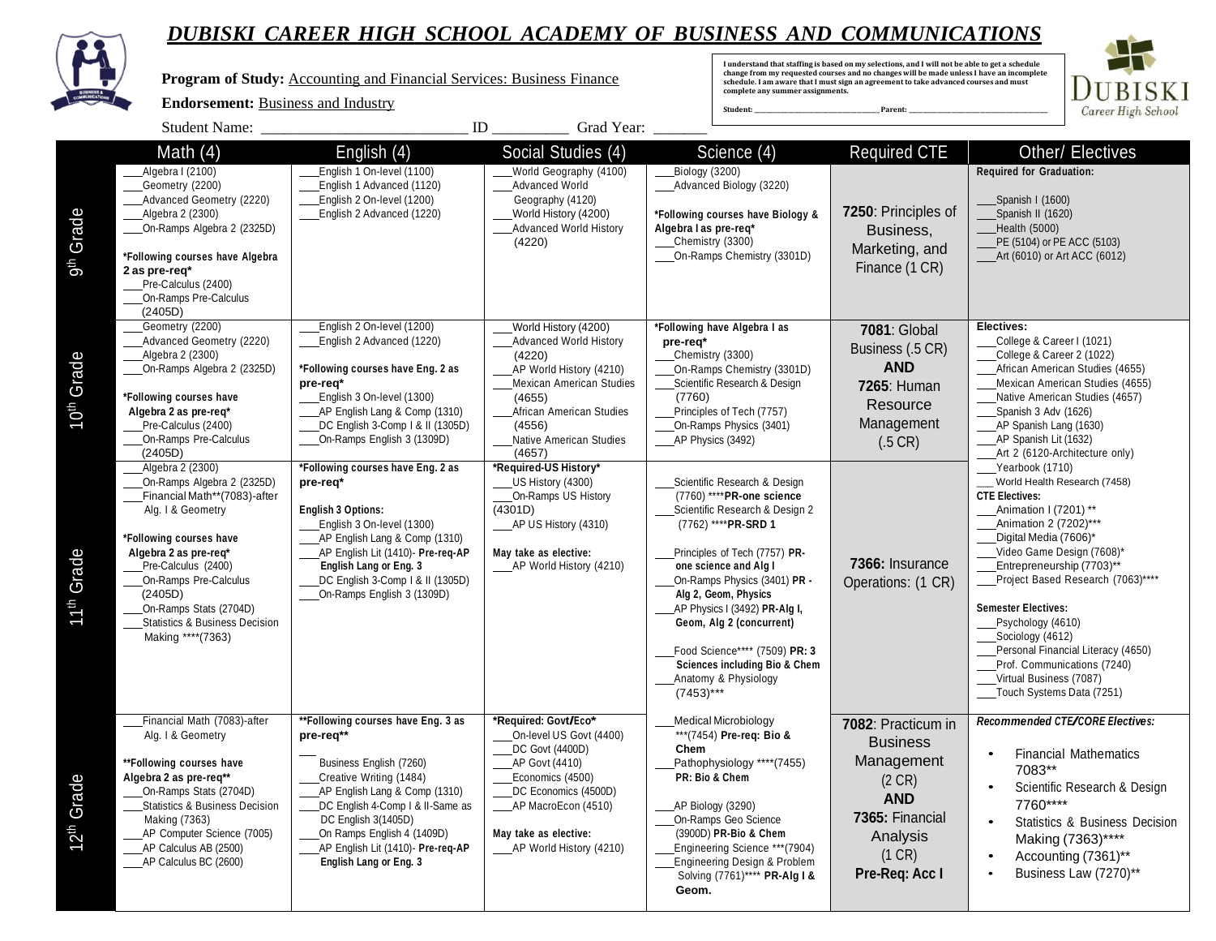# DUBISKI CAREER HIGH SCHOOL ACADEMY OF BUSINESS AND COMMUNICATIONS

**Program of Study:** Accounting and Financial Services: Business Finance

**Endorsement:** Business and Industry

Student Name: ___________________________ ID __________ Grad Year: _______

I understand that staffing is based on my selections, and I will not be able to get a schedule change from my requested courses and no changes will be made unless I have an incomplete schedule. I am aware that I must sign an agreement to take advanced courses and must complete any summer assignments.

Student: ______________________ Parent: ______________________

| | Math (4) | English (4) | Social Studies (4) | Science (4) | Required CTE | Other/ Electives |
|---|---|---|---|---|---|---|
| 9th Grade | ___Algebra I (2100)<br>___Geometry (2200)<br>___Advanced Geometry (2220)<br>___Algebra 2 (2300)<br>___On-Ramps Algebra 2 (2325D)<br><br>**\*Following courses have Algebra 2 as pre-req\***<br>___Pre-Calculus (2400)<br>___On-Ramps Pre-Calculus (2405D) | ___English 1 On-level (1100)<br>___English 1 Advanced (1120)<br>___English 2 On-level (1200)<br>___English 2 Advanced (1220) | ___World Geography (4100)<br>___Advanced World Geography (4120)<br>___World History (4200)<br>___Advanced World History (4220) | ___Biology (3200)<br>___Advanced Biology (3220)<br><br>**\*Following courses have Biology & Algebra I as pre-req\***<br>___Chemistry (3300)<br>___On-Ramps Chemistry (3301D) | **7250**: Principles of Business, Marketing, and Finance (1 CR) | **Required for Graduation:**<br><br>___Spanish I (1600)<br>___Spanish II (1620)<br>___Health (5000)<br>___PE (5104) or PE ACC (5103)<br>___Art (6010) or Art ACC (6012) |
| 10th Grade | ___Geometry (2200)<br>___Advanced Geometry (2220)<br>___Algebra 2 (2300)<br>___On-Ramps Algebra 2 (2325D)<br><br>**\*Following courses have Algebra 2 as pre-req\***<br>___Pre-Calculus (2400)<br>___On-Ramps Pre-Calculus (2405D) | ___English 2 On-level (1200)<br>___English 2 Advanced (1220)<br><br>**\*Following courses have Eng. 2 as pre-req\***<br>___English 3 On-level (1300)<br>___AP English Lang & Comp (1310)<br>___DC English 3-Comp I & II (1305D)<br>___On-Ramps English 3 (1309D) | ___World History (4200)<br>___Advanced World History (4220)<br>___AP World History (4210)<br>___Mexican American Studies (4655)<br>___African American Studies (4556)<br>___Native American Studies (4657) | **\*Following have Algebra I as pre-req\***<br>___Chemistry (3300)<br>___On-Ramps Chemistry (3301D)<br>___Scientific Research & Design (7760)<br>___Principles of Tech (7757)<br>___On-Ramps Physics (3401)<br>___AP Physics (3492) | **7081**: Global Business (.5 CR)<br>**AND**<br>**7265**: Human Resource Management (.5 CR) | **Electives:**<br>___College & Career I (1021)<br>___College & Career 2 (1022)<br>___African American Studies (4655)<br>___Mexican American Studies (4655)<br>___Native American Studies (4657)<br>___Spanish 3 Adv (1626)<br>___AP Spanish Lang (1630)<br>___AP Spanish Lit (1632)<br>___Art 2 (6120-Architecture only)<br>___Yearbook (1710)<br>___World Health Research (7458)<br>**CTE Electives:**<br>___Animation I (7201) \*\*<br>___Animation 2 (7202)\*\*\*<br>___Digital Media (7606)\*<br>___Video Game Design (7608)\*<br>___Entrepreneurship (7703)\*\*<br>___Project Based Research (7063)\*\*\*\*<br><br>**Semester Electives:**<br>___Psychology (4610)<br>___Sociology (4612)<br>___Personal Financial Literacy (4650)<br>___Prof. Communications (7240)<br>___Virtual Business (7087)<br>___Touch Systems Data (7251) |
| 11th Grade | ___Algebra 2 (2300)<br>___On-Ramps Algebra 2 (2325D)<br>___Financial Math\*\*(7083)-after Alg. I & Geometry<br><br>**\*Following courses have Algebra 2 as pre-req\***<br>___Pre-Calculus (2400)<br>___On-Ramps Pre-Calculus (2405D)<br>___On-Ramps Stats (2704D)<br>___Statistics & Business Decision Making \*\*\*\*(7363) | **\*Following courses have Eng. 2 as pre-req\***<br><br>**English 3 Options:**<br>___English 3 On-level (1300)<br>___AP English Lang & Comp (1310)<br>___AP English Lit (1410)- **Pre-req-AP English Lang or Eng. 3**<br>___DC English 3-Comp I & II (1305D)<br>___On-Ramps English 3 (1309D) | **\*Required-US History\***<br>___US History (4300)<br>___On-Ramps US History (4301D)<br>___AP US History (4310)<br><br>**May take as elective:**<br>___AP World History (4210) | ___Scientific Research & Design (7760) \*\*\*\***PR-one science**<br>___Scientific Research & Design 2 (7762) \*\*\*\***PR-SRD 1**<br><br>___Principles of Tech (7757) **PR-one science and Alg I**<br>___On-Ramps Physics (3401) **PR - Alg 2, Geom, Physics**<br>___AP Physics I (3492) **PR-Alg I, Geom, Alg 2 (concurrent)**<br><br>___Food Science\*\*\*\* (7509) **PR: 3 Sciences including Bio & Chem**<br>___Anatomy & Physiology (7453)\*\*\* | **7366:** Insurance Operations: (1 CR) | |
| 12th Grade | ___Financial Math (7083)-after Alg. I & Geometry<br><br>**\*\*Following courses have Algebra 2 as pre-req\*\***<br>___On-Ramps Stats (2704D)<br>___Statistics & Business Decision Making (7363)<br>___AP Computer Science (7005)<br>___AP Calculus AB (2500)<br>___AP Calculus BC (2600) | **\*\*Following courses have Eng. 3 as pre-req\*\***<br>___Business English (7260)<br>___Creative Writing (1484)<br>___AP English Lang & Comp (1310)<br>___DC English 4-Comp I & II-Same as DC English 3(1405D)<br>___On Ramps English 4 (1409D)<br>___AP English Lit (1410)- **Pre-req-AP English Lang or Eng. 3** | **\*Required: Govt/Eco\***<br>___On-level US Govt (4400)<br>___DC Govt (4400D)<br>___AP Govt (4410)<br>___Economics (4500)<br>___DC Economics (4500D)<br>___AP MacroEcon (4510)<br><br>**May take as elective:**<br>___AP World History (4210) | ___Medical Microbiology \*\*\*(7454) **Pre-req: Bio & Chem**<br>___Pathophysiology \*\*\*\*(7455) **PR: Bio & Chem**<br><br>___AP Biology (3290)<br>___On-Ramps Geo Science (3900D) **PR-Bio & Chem**<br>___Engineering Science \*\*\*(7904)<br>___Engineering Design & Problem Solving (7761)\*\*\*\* **PR-Alg I & Geom.** | **7082**: Practicum in Business Management (2 CR)<br>**AND**<br>**7365:** Financial Analysis (1 CR)<br>**Pre-Req: Acc I** | ***Recommended CTE/CORE Electives:***<br>• Financial Mathematics 7083\*\*<br>• Scientific Research & Design 7760\*\*\*\*<br>• Statistics & Business Decision Making (7363)\*\*\*\*<br>• Accounting (7361)\*\*<br>• Business Law (7270)\*\* |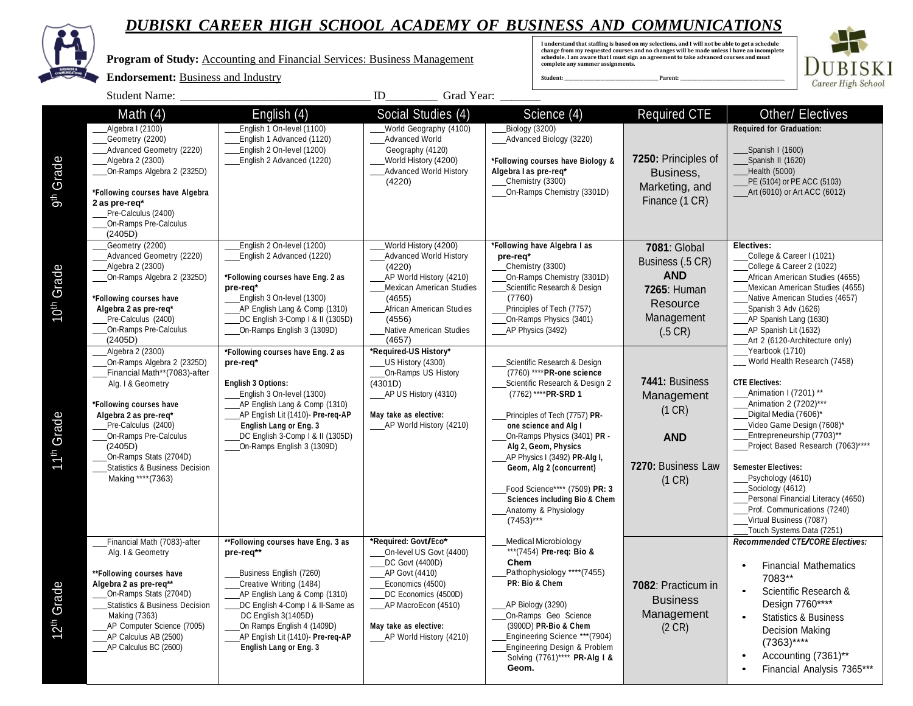# DUBISKI CAREER HIGH SCHOOL ACADEMY OF BUSINESS AND COMMUNICATIONS

**Program of Study:** Accounting and Financial Services: Business Management

**Endorsement:** Business and Industry

I understand that staffing is based on my selections, and I will not be able to get a schedule change from my requested courses and no changes will be made unless I have an incomplete schedule. I am aware that I must sign an agreement to take advanced courses and must complete any summer assignments.

Student: ________________ Parent: ________________

Student Name: ______________________________ ID________ Grad Year: _______

| | Math (4) | English (4) | Social Studies (4) | Science (4) | Required CTE | Other/ Electives |
|---|---|---|---|---|---|---|
| 9th Grade | ___Algebra I (2100)<br>___Geometry (2200)<br>___Advanced Geometry (2220)<br>___Algebra 2 (2300)<br>___On-Ramps Algebra 2 (2325D)<br><br>**\*Following courses have Algebra 2 as pre-req\***<br>___Pre-Calculus (2400)<br>___On-Ramps Pre-Calculus (2405D) | ___English 1 On-level (1100)<br>___English 1 Advanced (1120)<br>___English 2 On-level (1200)<br>___English 2 Advanced (1220) | ___World Geography (4100)<br>___Advanced World Geography (4120)<br>___World History (4200)<br>___Advanced World History (4220) | ___Biology (3200)<br>___Advanced Biology (3220)<br><br>**\*Following courses have Biology & Algebra I as pre-req\***<br>___Chemistry (3300)<br>___On-Ramps Chemistry (3301D) | **7250:** Principles of Business, Marketing, and Finance (1 CR) | **Required for Graduation:**<br><br>___Spanish I (1600)<br>___Spanish II (1620)<br>___Health (5000)<br>___PE (5104) or PE ACC (5103)<br>___Art (6010) or Art ACC (6012) |
| 10th Grade | ___Geometry (2200)<br>___Advanced Geometry (2220)<br>___Algebra 2 (2300)<br>___On-Ramps Algebra 2 (2325D)<br><br>**\*Following courses have Algebra 2 as pre-req\***<br>___Pre-Calculus (2400)<br>___On-Ramps Pre-Calculus (2405D) | ___English 2 On-level (1200)<br>___English 2 Advanced (1220)<br><br>**\*Following courses have Eng. 2 as pre-req\***<br>___English 3 On-level (1300)<br>___AP English Lang & Comp (1310)<br>___DC English 3-Comp I & II (1305D)<br>___On-Ramps English 3 (1309D) | ___World History (4200)<br>___Advanced World History (4220)<br>___AP World History (4210)<br>___Mexican American Studies (4655)<br>___African American Studies (4556)<br>___Native American Studies (4657) | **\*Following have Algebra I as pre-req\***<br>___Chemistry (3300)<br>___On-Ramps Chemistry (3301D)<br>___Scientific Research & Design (7760)<br>___Principles of Tech (7757)<br>___On-Ramps Physics (3401)<br>___AP Physics (3492) | **7081**: Global Business (.5 CR)<br>**AND**<br>**7265**: Human Resource Management (.5 CR) | **Electives:**<br>___College & Career I (1021)<br>___College & Career 2 (1022)<br>___African American Studies (4655)<br>___Mexican American Studies (4655)<br>___Native American Studies (4657)<br>___Spanish 3 Adv (1626)<br>___AP Spanish Lang (1630)<br>___AP Spanish Lit (1632)<br>___Art 2 (6120-Architecture only)<br>___Yearbook (1710)<br>___World Health Research (7458) |
| 11th Grade | ___Algebra 2 (2300)<br>___On-Ramps Algebra 2 (2325D)<br>___Financial Math\*\*(7083)-after Alg. I & Geometry<br><br>**\*Following courses have Algebra 2 as pre-req\***<br>___Pre-Calculus (2400)<br>___On-Ramps Pre-Calculus (2405D)<br>___On-Ramps Stats (2704D)<br>___Statistics & Business Decision Making \*\*\*\*(7363) | **\*Following courses have Eng. 2 as pre-req\***<br><br>**English 3 Options:**<br>___English 3 On-level (1300)<br>___AP English Lang & Comp (1310)<br>___AP English Lit (1410)- **Pre-req-AP English Lang or Eng. 3**<br>___DC English 3-Comp I & II (1305D)<br>___On-Ramps English 3 (1309D) | **\*Required-US History\***<br>___US History (4300)<br>___On-Ramps US History (4301D)<br>___AP US History (4310)<br><br>**May take as elective:**<br>___AP World History (4210) | ___Scientific Research & Design (7760) \*\*\*\***PR-one science**<br>___Scientific Research & Design 2 (7762) \*\*\*\***PR-SRD 1**<br><br>___Principles of Tech (7757) **PR-one science and Alg I**<br>___On-Ramps Physics (3401) **PR - Alg 2, Geom, Physics**<br>___AP Physics I (3492) **PR-Alg I, Geom, Alg 2 (concurrent)**<br><br>___Food Science\*\*\*\* (7509) **PR: 3 Sciences including Bio & Chem**<br>___Anatomy & Physiology (7453)\*\*\* | **7441:** Business Management (1 CR)<br><br>**AND**<br><br>**7270:** Business Law (1 CR) | **CTE Electives:**<br>___Animation I (7201) \*\*<br>___Animation 2 (7202)\*\*\*<br>___Digital Media (7606)\*<br>___Video Game Design (7608)\*<br>___Entrepreneurship (7703)\*\*<br>___Project Based Research (7063)\*\*\*\*<br><br>**Semester Electives:**<br>___Psychology (4610)<br>___Sociology (4612)<br>___Personal Financial Literacy (4650)<br>___Prof. Communications (7240)<br>___Virtual Business (7087)<br>___Touch Systems Data (7251) |
| 12th Grade | ___Financial Math (7083)-after Alg. I & Geometry<br><br>**\*\*Following courses have Algebra 2 as pre-req\*\***<br>___On-Ramps Stats (2704D)<br>___Statistics & Business Decision Making (7363)<br>___AP Computer Science (7005)<br>___AP Calculus AB (2500)<br>___AP Calculus BC (2600) | **\*\*Following courses have Eng. 3 as pre-req\*\***<br><br>___Business English (7260)<br>___Creative Writing (1484)<br>___AP English Lang & Comp (1310)<br>___DC English 4-Comp I & II-Same as DC English 3(1405D)<br>___On Ramps English 4 (1409D)<br>___AP English Lit (1410)- **Pre-req-AP English Lang or Eng. 3** | **\*Required: Govt/Eco\***<br>___On-level US Govt (4400)<br>___DC Govt (4400D)<br>___AP Govt (4410)<br>___Economics (4500)<br>___DC Economics (4500D)<br>___AP MacroEcon (4510)<br><br>**May take as elective:**<br>___AP World History (4210) | ___Medical Microbiology \*\*\*(7454) **Pre-req: Bio & Chem**<br>___Pathophysiology \*\*\*\*(7455) **PR: Bio & Chem**<br><br>___AP Biology (3290)<br>___On-Ramps Geo Science (3900D) **PR-Bio & Chem**<br>___Engineering Science \*\*\*(7904)<br>___Engineering Design & Problem Solving (7761)\*\*\*\* **PR-Alg I & Geom.** | **7082**: Practicum in Business Management (2 CR) | ***Recommended CTE/CORE Electives:***<br><br>• Financial Mathematics 7083\*\*<br>• Scientific Research & Design 7760\*\*\*\*<br>• Statistics & Business Decision Making (7363)\*\*\*\*<br>• Accounting (7361)\*\*<br>• Financial Analysis 7365\*\*\* |